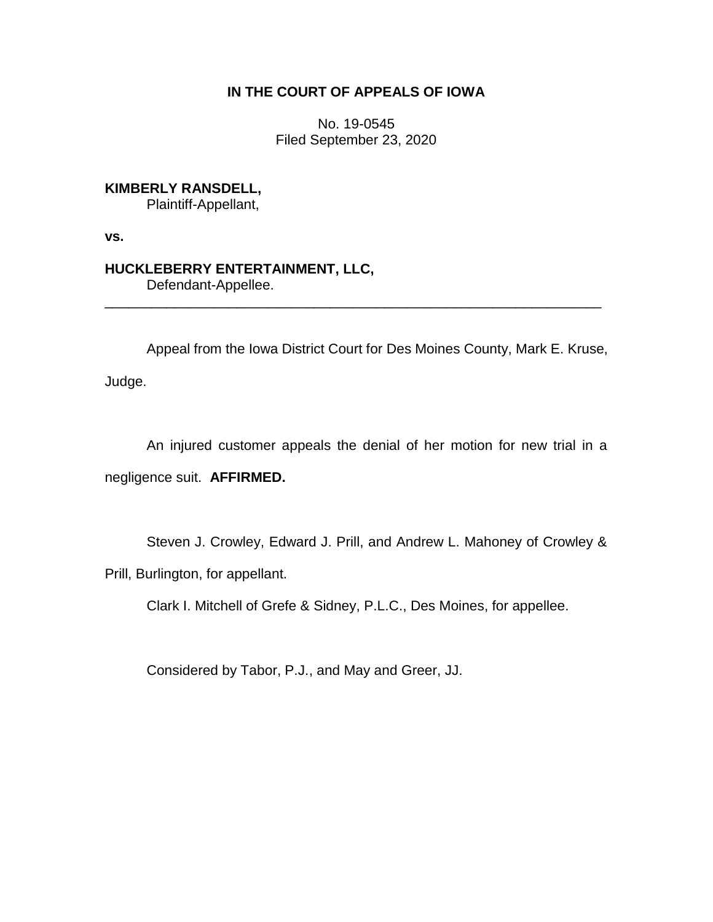**IN THE COURT OF APPEALS OF IOWA**

No. 19-0545
Filed September 23, 2020

**KIMBERLY RANSDELL,**
Plaintiff-Appellant,

**vs.**

**HUCKLEBERRY ENTERTAINMENT, LLC,**
Defendant-Appellee.

---

Appeal from the Iowa District Court for Des Moines County, Mark E. Kruse, Judge.

An injured customer appeals the denial of her motion for new trial in a negligence suit. **AFFIRMED.**

Steven J. Crowley, Edward J. Prill, and Andrew L. Mahoney of Crowley & Prill, Burlington, for appellant.

Clark I. Mitchell of Grefe & Sidney, P.L.C., Des Moines, for appellee.

Considered by Tabor, P.J., and May and Greer, JJ.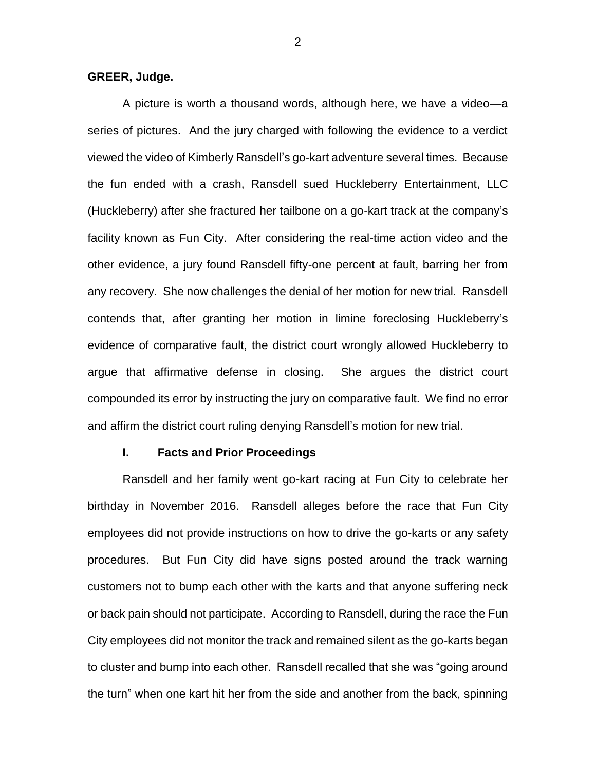**GREER, Judge.**

A picture is worth a thousand words, although here, we have a video—a series of pictures. And the jury charged with following the evidence to a verdict viewed the video of Kimberly Ransdell's go-kart adventure several times. Because the fun ended with a crash, Ransdell sued Huckleberry Entertainment, LLC (Huckleberry) after she fractured her tailbone on a go-kart track at the company's facility known as Fun City. After considering the real-time action video and the other evidence, a jury found Ransdell fifty-one percent at fault, barring her from any recovery. She now challenges the denial of her motion for new trial. Ransdell contends that, after granting her motion in limine foreclosing Huckleberry's evidence of comparative fault, the district court wrongly allowed Huckleberry to argue that affirmative defense in closing. She argues the district court compounded its error by instructing the jury on comparative fault. We find no error and affirm the district court ruling denying Ransdell's motion for new trial.

## I. Facts and Prior Proceedings

Ransdell and her family went go-kart racing at Fun City to celebrate her birthday in November 2016. Ransdell alleges before the race that Fun City employees did not provide instructions on how to drive the go-karts or any safety procedures. But Fun City did have signs posted around the track warning customers not to bump each other with the karts and that anyone suffering neck or back pain should not participate. According to Ransdell, during the race the Fun City employees did not monitor the track and remained silent as the go-karts began to cluster and bump into each other. Ransdell recalled that she was "going around the turn" when one kart hit her from the side and another from the back, spinning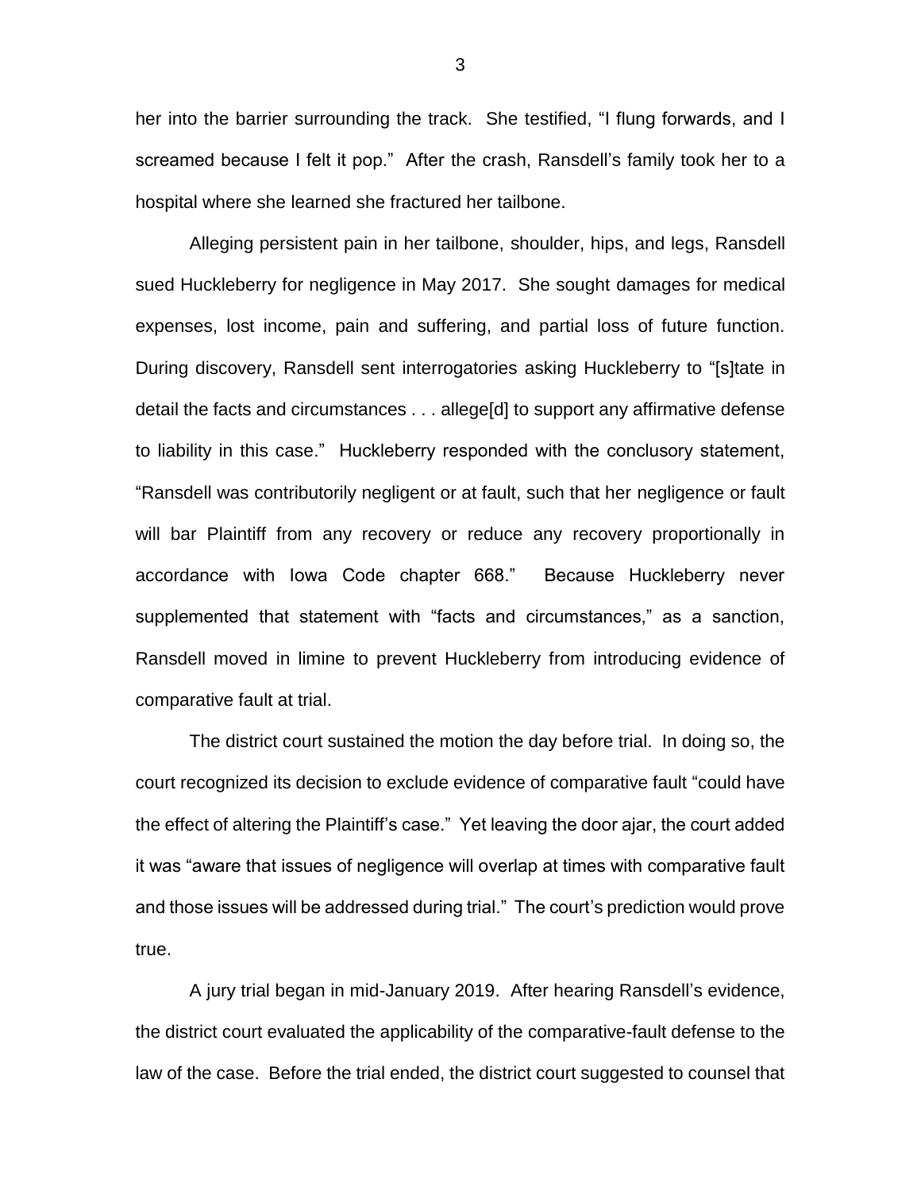her into the barrier surrounding the track. She testified, "I flung forwards, and I screamed because I felt it pop." After the crash, Ransdell's family took her to a hospital where she learned she fractured her tailbone.

Alleging persistent pain in her tailbone, shoulder, hips, and legs, Ransdell sued Huckleberry for negligence in May 2017. She sought damages for medical expenses, lost income, pain and suffering, and partial loss of future function. During discovery, Ransdell sent interrogatories asking Huckleberry to "[s]tate in detail the facts and circumstances . . . allege[d] to support any affirmative defense to liability in this case." Huckleberry responded with the conclusory statement, "Ransdell was contributorily negligent or at fault, such that her negligence or fault will bar Plaintiff from any recovery or reduce any recovery proportionally in accordance with Iowa Code chapter 668." Because Huckleberry never supplemented that statement with "facts and circumstances," as a sanction, Ransdell moved in limine to prevent Huckleberry from introducing evidence of comparative fault at trial.

The district court sustained the motion the day before trial. In doing so, the court recognized its decision to exclude evidence of comparative fault "could have the effect of altering the Plaintiff's case." Yet leaving the door ajar, the court added it was "aware that issues of negligence will overlap at times with comparative fault and those issues will be addressed during trial." The court's prediction would prove true.

A jury trial began in mid-January 2019. After hearing Ransdell's evidence, the district court evaluated the applicability of the comparative-fault defense to the law of the case. Before the trial ended, the district court suggested to counsel that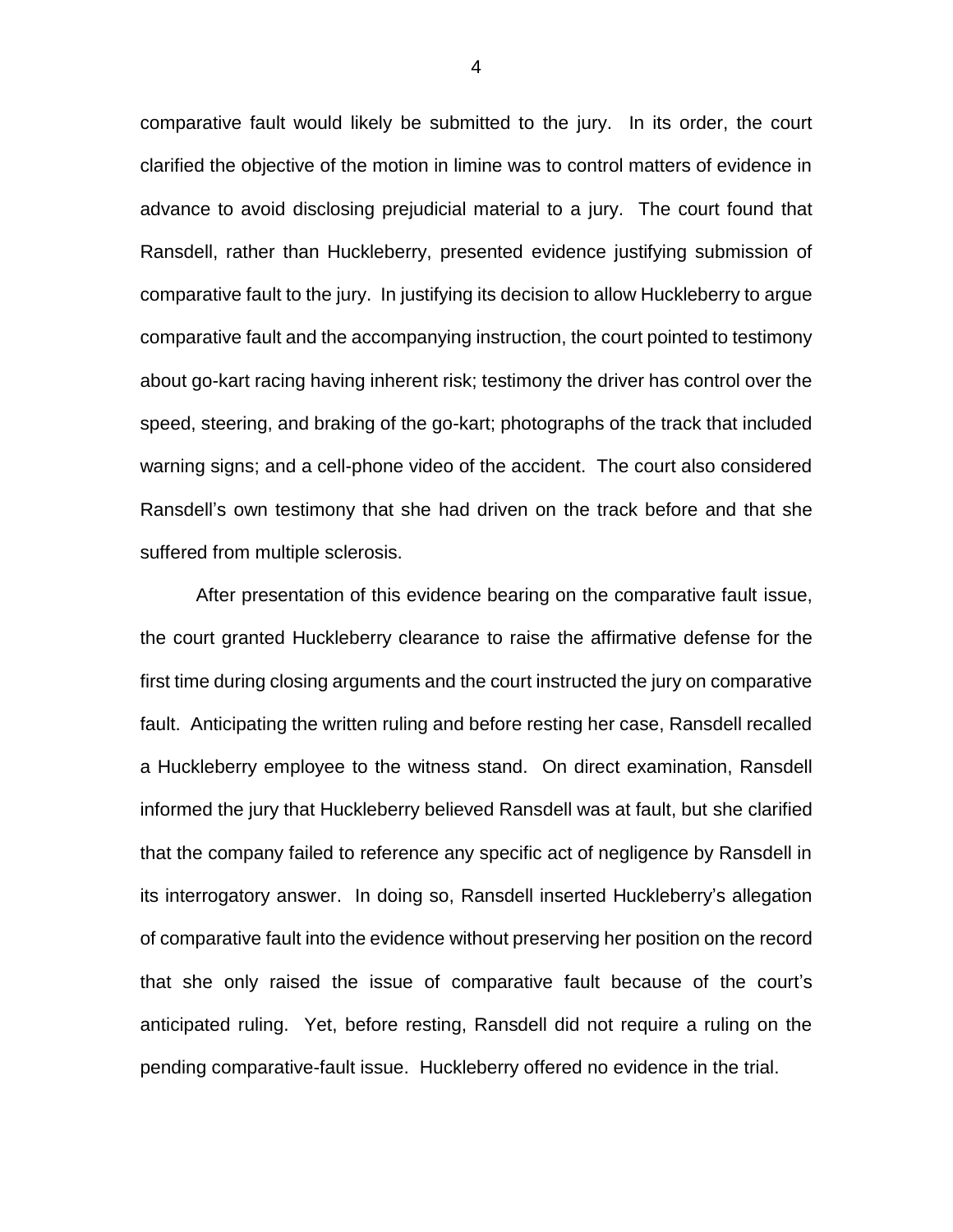comparative fault would likely be submitted to the jury. In its order, the court clarified the objective of the motion in limine was to control matters of evidence in advance to avoid disclosing prejudicial material to a jury. The court found that Ransdell, rather than Huckleberry, presented evidence justifying submission of comparative fault to the jury. In justifying its decision to allow Huckleberry to argue comparative fault and the accompanying instruction, the court pointed to testimony about go-kart racing having inherent risk; testimony the driver has control over the speed, steering, and braking of the go-kart; photographs of the track that included warning signs; and a cell-phone video of the accident. The court also considered Ransdell's own testimony that she had driven on the track before and that she suffered from multiple sclerosis.

After presentation of this evidence bearing on the comparative fault issue, the court granted Huckleberry clearance to raise the affirmative defense for the first time during closing arguments and the court instructed the jury on comparative fault. Anticipating the written ruling and before resting her case, Ransdell recalled a Huckleberry employee to the witness stand. On direct examination, Ransdell informed the jury that Huckleberry believed Ransdell was at fault, but she clarified that the company failed to reference any specific act of negligence by Ransdell in its interrogatory answer. In doing so, Ransdell inserted Huckleberry's allegation of comparative fault into the evidence without preserving her position on the record that she only raised the issue of comparative fault because of the court's anticipated ruling. Yet, before resting, Ransdell did not require a ruling on the pending comparative-fault issue. Huckleberry offered no evidence in the trial.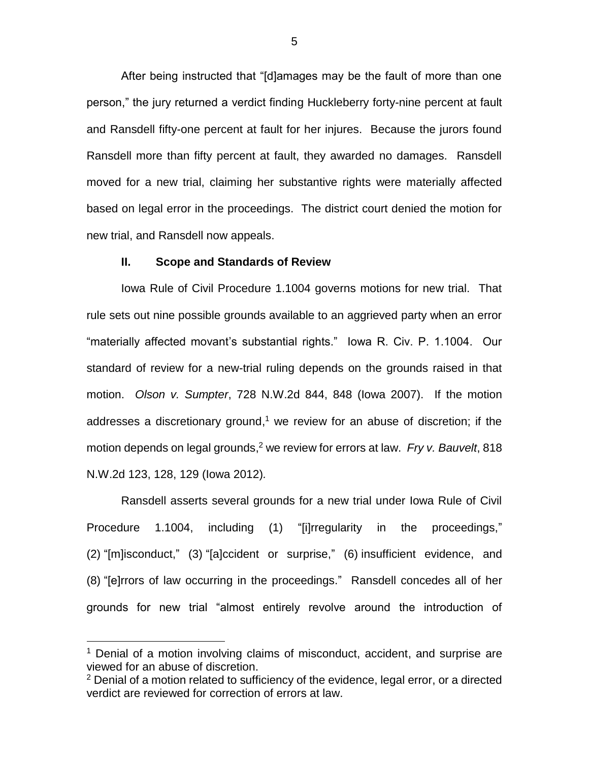After being instructed that "[d]amages may be the fault of more than one person," the jury returned a verdict finding Huckleberry forty-nine percent at fault and Ransdell fifty-one percent at fault for her injures. Because the jurors found Ransdell more than fifty percent at fault, they awarded no damages. Ransdell moved for a new trial, claiming her substantive rights were materially affected based on legal error in the proceedings. The district court denied the motion for new trial, and Ransdell now appeals.

## II. Scope and Standards of Review

Iowa Rule of Civil Procedure 1.1004 governs motions for new trial. That rule sets out nine possible grounds available to an aggrieved party when an error "materially affected movant's substantial rights." Iowa R. Civ. P. 1.1004. Our standard of review for a new-trial ruling depends on the grounds raised in that motion. *Olson v. Sumpter*, 728 N.W.2d 844, 848 (Iowa 2007). If the motion addresses a discretionary ground,[1] we review for an abuse of discretion; if the motion depends on legal grounds,[2] we review for errors at law. *Fry v. Bauvelt*, 818 N.W.2d 123, 128, 129 (Iowa 2012).

Ransdell asserts several grounds for a new trial under Iowa Rule of Civil Procedure 1.1004, including (1) "[i]rregularity in the proceedings," (2) "[m]isconduct," (3) "[a]ccident or surprise," (6) insufficient evidence, and (8) "[e]rrors of law occurring in the proceedings." Ransdell concedes all of her grounds for new trial "almost entirely revolve around the introduction of

[1] Denial of a motion involving claims of misconduct, accident, and surprise are viewed for an abuse of discretion.

[2] Denial of a motion related to sufficiency of the evidence, legal error, or a directed verdict are reviewed for correction of errors at law.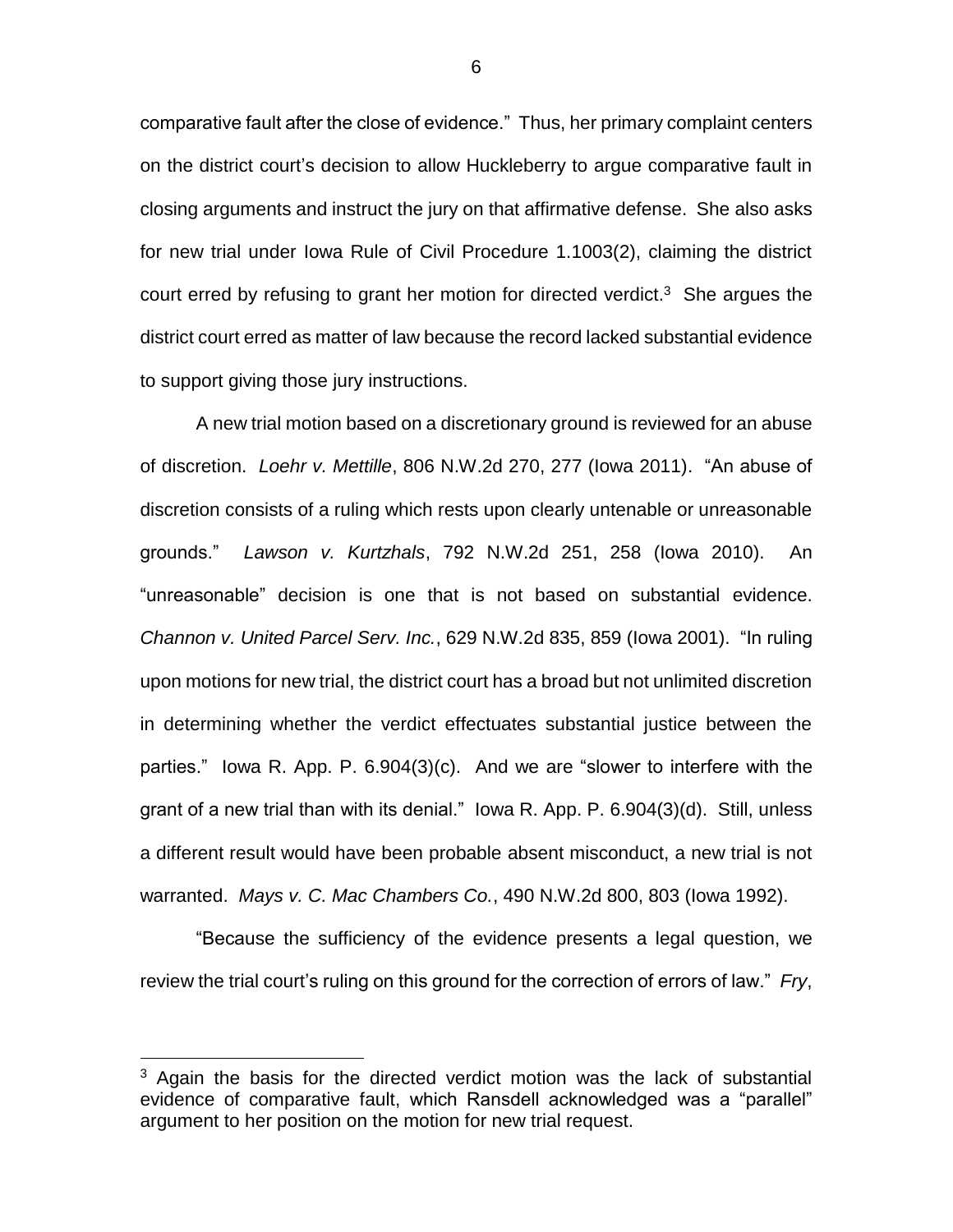comparative fault after the close of evidence." Thus, her primary complaint centers on the district court's decision to allow Huckleberry to argue comparative fault in closing arguments and instruct the jury on that affirmative defense. She also asks for new trial under Iowa Rule of Civil Procedure 1.1003(2), claiming the district court erred by refusing to grant her motion for directed verdict.[3] She argues the district court erred as matter of law because the record lacked substantial evidence to support giving those jury instructions.

A new trial motion based on a discretionary ground is reviewed for an abuse of discretion. *Loehr v. Mettille*, 806 N.W.2d 270, 277 (Iowa 2011). "An abuse of discretion consists of a ruling which rests upon clearly untenable or unreasonable grounds." *Lawson v. Kurtzhals*, 792 N.W.2d 251, 258 (Iowa 2010). An "unreasonable" decision is one that is not based on substantial evidence. *Channon v. United Parcel Serv. Inc.*, 629 N.W.2d 835, 859 (Iowa 2001). "In ruling upon motions for new trial, the district court has a broad but not unlimited discretion in determining whether the verdict effectuates substantial justice between the parties." Iowa R. App. P. 6.904(3)(c). And we are "slower to interfere with the grant of a new trial than with its denial." Iowa R. App. P. 6.904(3)(d). Still, unless a different result would have been probable absent misconduct, a new trial is not warranted. *Mays v. C. Mac Chambers Co.*, 490 N.W.2d 800, 803 (Iowa 1992).

"Because the sufficiency of the evidence presents a legal question, we review the trial court's ruling on this ground for the correction of errors of law." *Fry*,

[3] Again the basis for the directed verdict motion was the lack of substantial evidence of comparative fault, which Ransdell acknowledged was a "parallel" argument to her position on the motion for new trial request.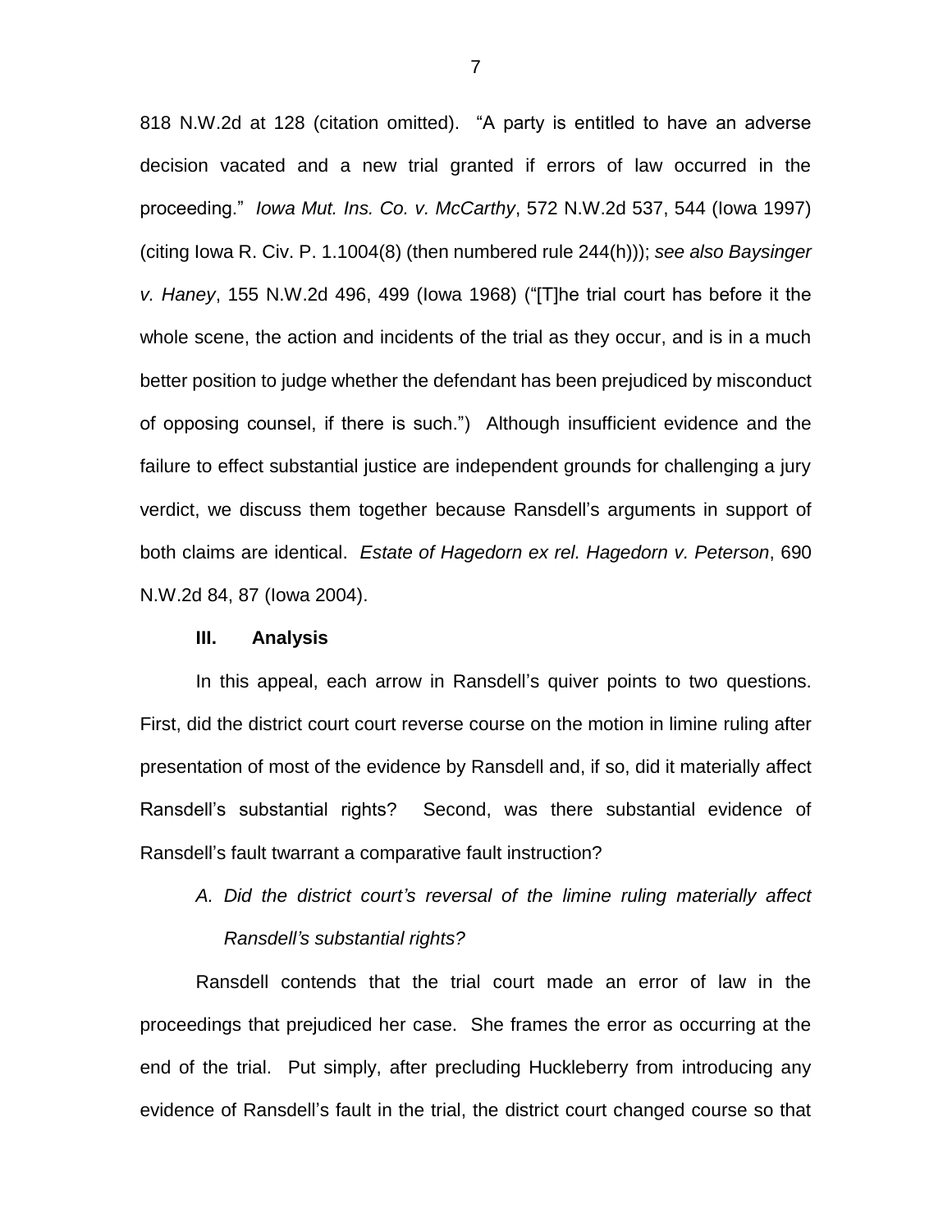818 N.W.2d at 128 (citation omitted). "A party is entitled to have an adverse decision vacated and a new trial granted if errors of law occurred in the proceeding." *Iowa Mut. Ins. Co. v. McCarthy*, 572 N.W.2d 537, 544 (Iowa 1997) (citing Iowa R. Civ. P. 1.1004(8) (then numbered rule 244(h))); *see also Baysinger v. Haney*, 155 N.W.2d 496, 499 (Iowa 1968) ("[T]he trial court has before it the whole scene, the action and incidents of the trial as they occur, and is in a much better position to judge whether the defendant has been prejudiced by misconduct of opposing counsel, if there is such.") Although insufficient evidence and the failure to effect substantial justice are independent grounds for challenging a jury verdict, we discuss them together because Ransdell's arguments in support of both claims are identical. *Estate of Hagedorn ex rel. Hagedorn v. Peterson*, 690 N.W.2d 84, 87 (Iowa 2004).

**III. Analysis**

In this appeal, each arrow in Ransdell's quiver points to two questions. First, did the district court court reverse course on the motion in limine ruling after presentation of most of the evidence by Ransdell and, if so, did it materially affect Ransdell's substantial rights? Second, was there substantial evidence of Ransdell's fault twarrant a comparative fault instruction?

*A. Did the district court's reversal of the limine ruling materially affect Ransdell's substantial rights?*

Ransdell contends that the trial court made an error of law in the proceedings that prejudiced her case. She frames the error as occurring at the end of the trial. Put simply, after precluding Huckleberry from introducing any evidence of Ransdell's fault in the trial, the district court changed course so that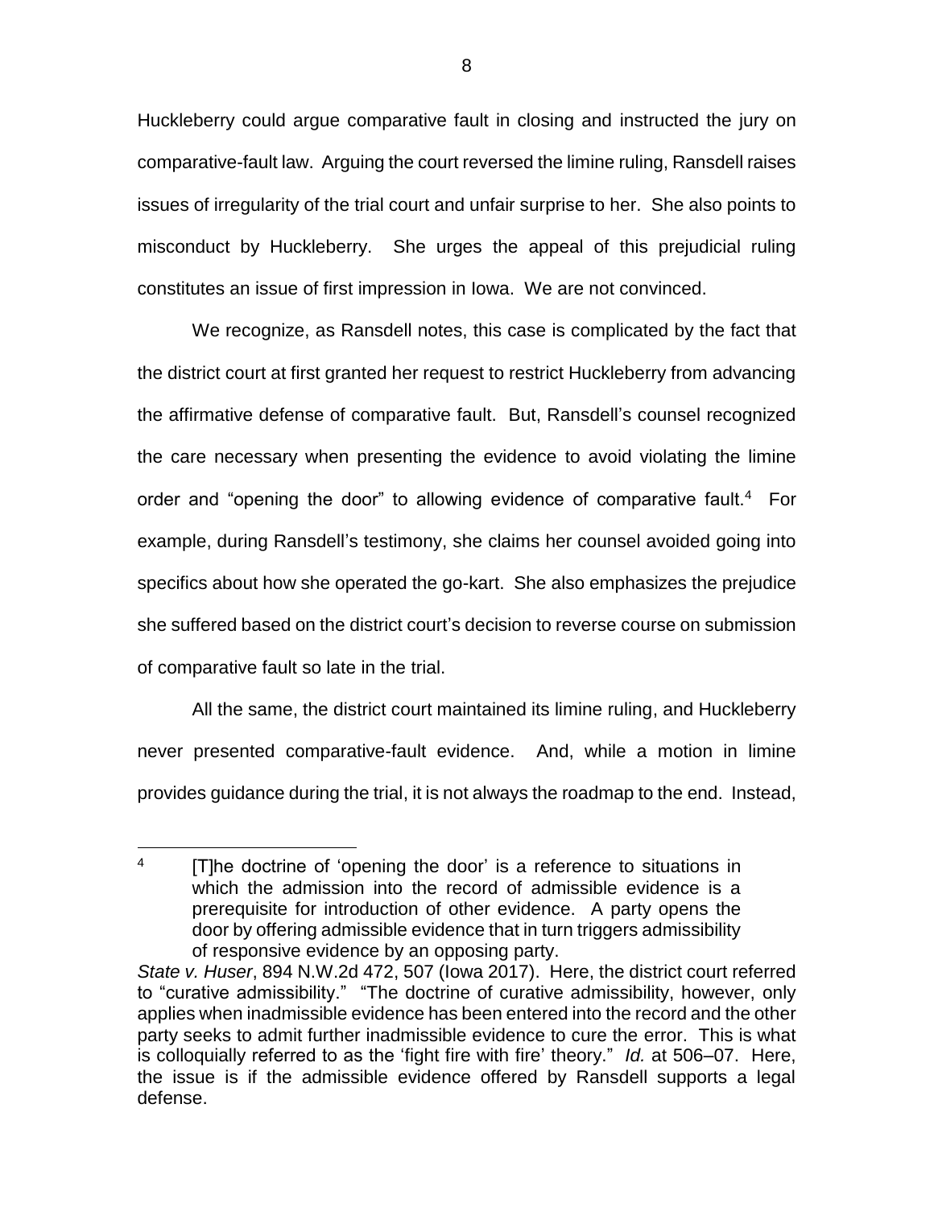Huckleberry could argue comparative fault in closing and instructed the jury on comparative-fault law. Arguing the court reversed the limine ruling, Ransdell raises issues of irregularity of the trial court and unfair surprise to her. She also points to misconduct by Huckleberry. She urges the appeal of this prejudicial ruling constitutes an issue of first impression in Iowa. We are not convinced.

We recognize, as Ransdell notes, this case is complicated by the fact that the district court at first granted her request to restrict Huckleberry from advancing the affirmative defense of comparative fault. But, Ransdell's counsel recognized the care necessary when presenting the evidence to avoid violating the limine order and "opening the door" to allowing evidence of comparative fault.[4] For example, during Ransdell's testimony, she claims her counsel avoided going into specifics about how she operated the go-kart. She also emphasizes the prejudice she suffered based on the district court's decision to reverse course on submission of comparative fault so late in the trial.

All the same, the district court maintained its limine ruling, and Huckleberry never presented comparative-fault evidence. And, while a motion in limine provides guidance during the trial, it is not always the roadmap to the end. Instead,

---

[4] [T]he doctrine of 'opening the door' is a reference to situations in which the admission into the record of admissible evidence is a prerequisite for introduction of other evidence. A party opens the door by offering admissible evidence that in turn triggers admissibility of responsive evidence by an opposing party.

*State v. Huser*, 894 N.W.2d 472, 507 (Iowa 2017). Here, the district court referred to "curative admissibility." "The doctrine of curative admissibility, however, only applies when inadmissible evidence has been entered into the record and the other party seeks to admit further inadmissible evidence to cure the error. This is what is colloquially referred to as the 'fight fire with fire' theory." *Id.* at 506–07. Here, the issue is if the admissible evidence offered by Ransdell supports a legal defense.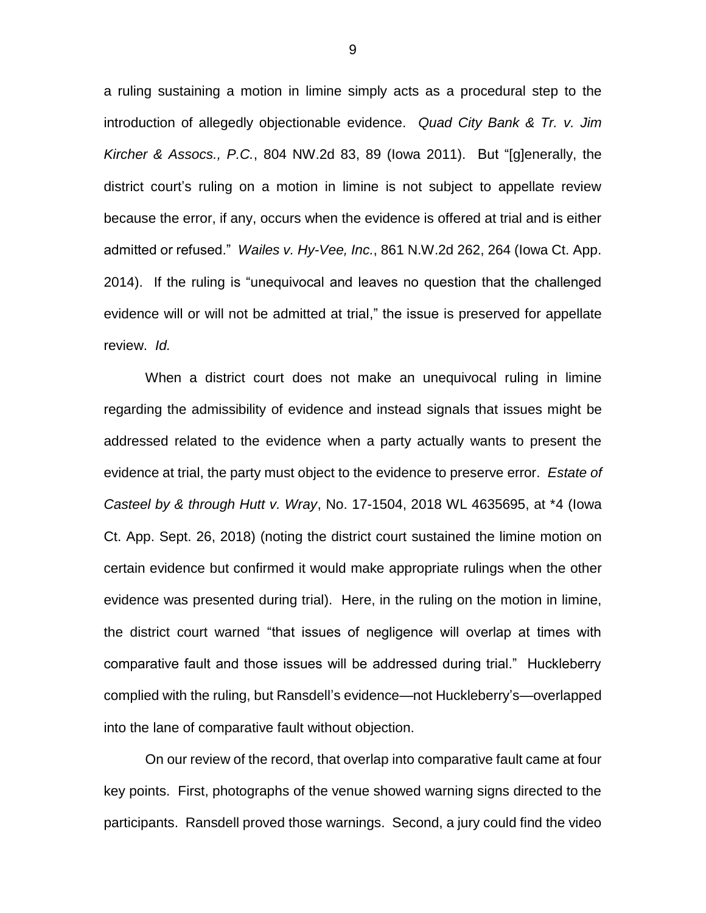a ruling sustaining a motion in limine simply acts as a procedural step to the introduction of allegedly objectionable evidence. *Quad City Bank & Tr. v. Jim Kircher & Assocs., P.C.*, 804 NW.2d 83, 89 (Iowa 2011). But "[g]enerally, the district court's ruling on a motion in limine is not subject to appellate review because the error, if any, occurs when the evidence is offered at trial and is either admitted or refused." *Wailes v. Hy-Vee, Inc.*, 861 N.W.2d 262, 264 (Iowa Ct. App. 2014). If the ruling is "unequivocal and leaves no question that the challenged evidence will or will not be admitted at trial," the issue is preserved for appellate review. *Id.*

When a district court does not make an unequivocal ruling in limine regarding the admissibility of evidence and instead signals that issues might be addressed related to the evidence when a party actually wants to present the evidence at trial, the party must object to the evidence to preserve error. *Estate of Casteel by & through Hutt v. Wray*, No. 17-1504, 2018 WL 4635695, at *4 (Iowa Ct. App. Sept. 26, 2018) (noting the district court sustained the limine motion on certain evidence but confirmed it would make appropriate rulings when the other evidence was presented during trial). Here, in the ruling on the motion in limine, the district court warned "that issues of negligence will overlap at times with comparative fault and those issues will be addressed during trial." Huckleberry complied with the ruling, but Ransdell's evidence—not Huckleberry's—overlapped into the lane of comparative fault without objection.

On our review of the record, that overlap into comparative fault came at four key points. First, photographs of the venue showed warning signs directed to the participants. Ransdell proved those warnings. Second, a jury could find the video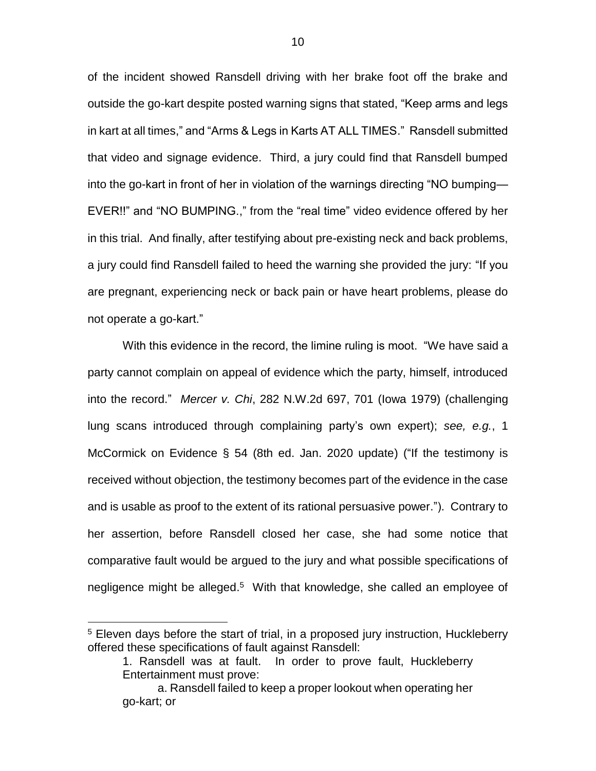of the incident showed Ransdell driving with her brake foot off the brake and outside the go-kart despite posted warning signs that stated, "Keep arms and legs in kart at all times," and "Arms & Legs in Karts AT ALL TIMES." Ransdell submitted that video and signage evidence. Third, a jury could find that Ransdell bumped into the go-kart in front of her in violation of the warnings directing "NO bumping—EVER!!" and "NO BUMPING.," from the "real time" video evidence offered by her in this trial. And finally, after testifying about pre-existing neck and back problems, a jury could find Ransdell failed to heed the warning she provided the jury: "If you are pregnant, experiencing neck or back pain or have heart problems, please do not operate a go-kart."

With this evidence in the record, the limine ruling is moot. "We have said a party cannot complain on appeal of evidence which the party, himself, introduced into the record." *Mercer v. Chi*, 282 N.W.2d 697, 701 (Iowa 1979) (challenging lung scans introduced through complaining party's own expert); *see, e.g.*, 1 McCormick on Evidence § 54 (8th ed. Jan. 2020 update) ("If the testimony is received without objection, the testimony becomes part of the evidence in the case and is usable as proof to the extent of its rational persuasive power."). Contrary to her assertion, before Ransdell closed her case, she had some notice that comparative fault would be argued to the jury and what possible specifications of negligence might be alleged.[5] With that knowledge, she called an employee of

[5] Eleven days before the start of trial, in a proposed jury instruction, Huckleberry offered these specifications of fault against Ransdell:

> 1. Ransdell was at fault. In order to prove fault, Huckleberry Entertainment must prove:
>
> a. Ransdell failed to keep a proper lookout when operating her go-kart; or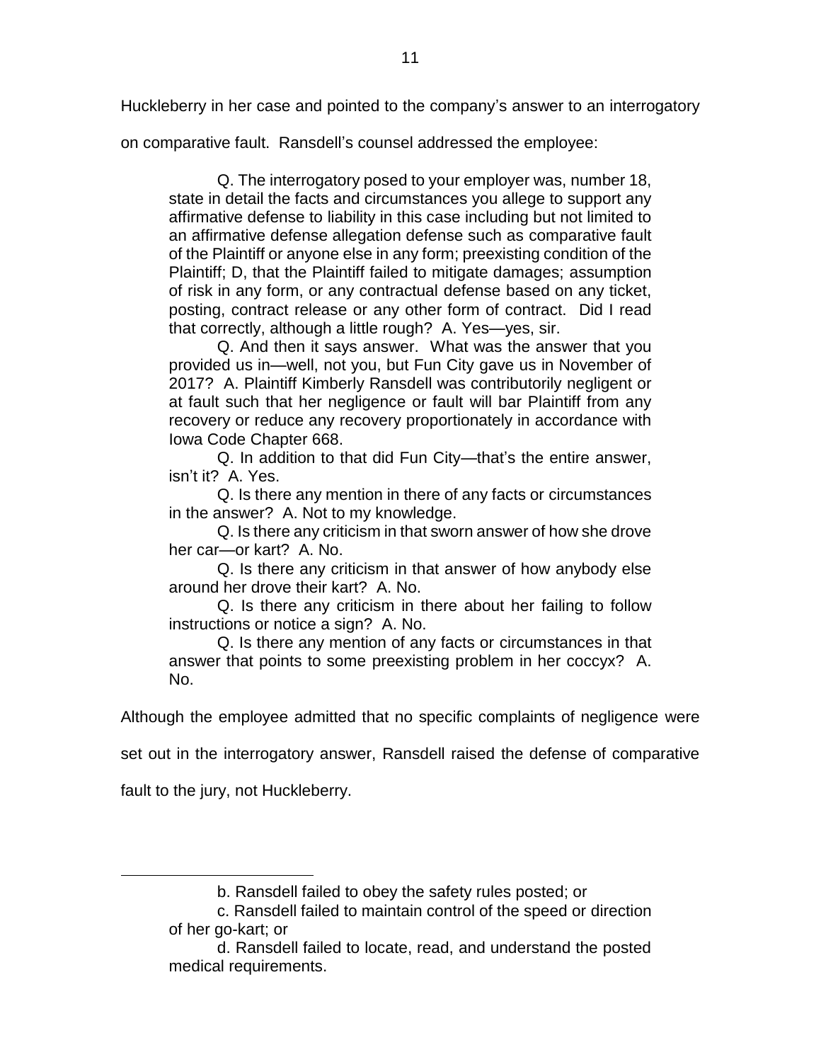Huckleberry in her case and pointed to the company's answer to an interrogatory on comparative fault. Ransdell's counsel addressed the employee:

> Q. The interrogatory posed to your employer was, number 18, state in detail the facts and circumstances you allege to support any affirmative defense to liability in this case including but not limited to an affirmative defense allegation defense such as comparative fault of the Plaintiff or anyone else in any form; preexisting condition of the Plaintiff; D, that the Plaintiff failed to mitigate damages; assumption of risk in any form, or any contractual defense based on any ticket, posting, contract release or any other form of contract. Did I read that correctly, although a little rough? A. Yes—yes, sir.
>
> Q. And then it says answer. What was the answer that you provided us in—well, not you, but Fun City gave us in November of 2017? A. Plaintiff Kimberly Ransdell was contributorily negligent or at fault such that her negligence or fault will bar Plaintiff from any recovery or reduce any recovery proportionately in accordance with Iowa Code Chapter 668.
>
> Q. In addition to that did Fun City—that's the entire answer, isn't it? A. Yes.
>
> Q. Is there any mention in there of any facts or circumstances in the answer? A. Not to my knowledge.
>
> Q. Is there any criticism in that sworn answer of how she drove her car—or kart? A. No.
>
> Q. Is there any criticism in that answer of how anybody else around her drove their kart? A. No.
>
> Q. Is there any criticism in there about her failing to follow instructions or notice a sign? A. No.
>
> Q. Is there any mention of any facts or circumstances in that answer that points to some preexisting problem in her coccyx? A. No.

Although the employee admitted that no specific complaints of negligence were set out in the interrogatory answer, Ransdell raised the defense of comparative fault to the jury, not Huckleberry.

---

> b. Ransdell failed to obey the safety rules posted; or
>
> c. Ransdell failed to maintain control of the speed or direction of her go-kart; or
>
> d. Ransdell failed to locate, read, and understand the posted medical requirements.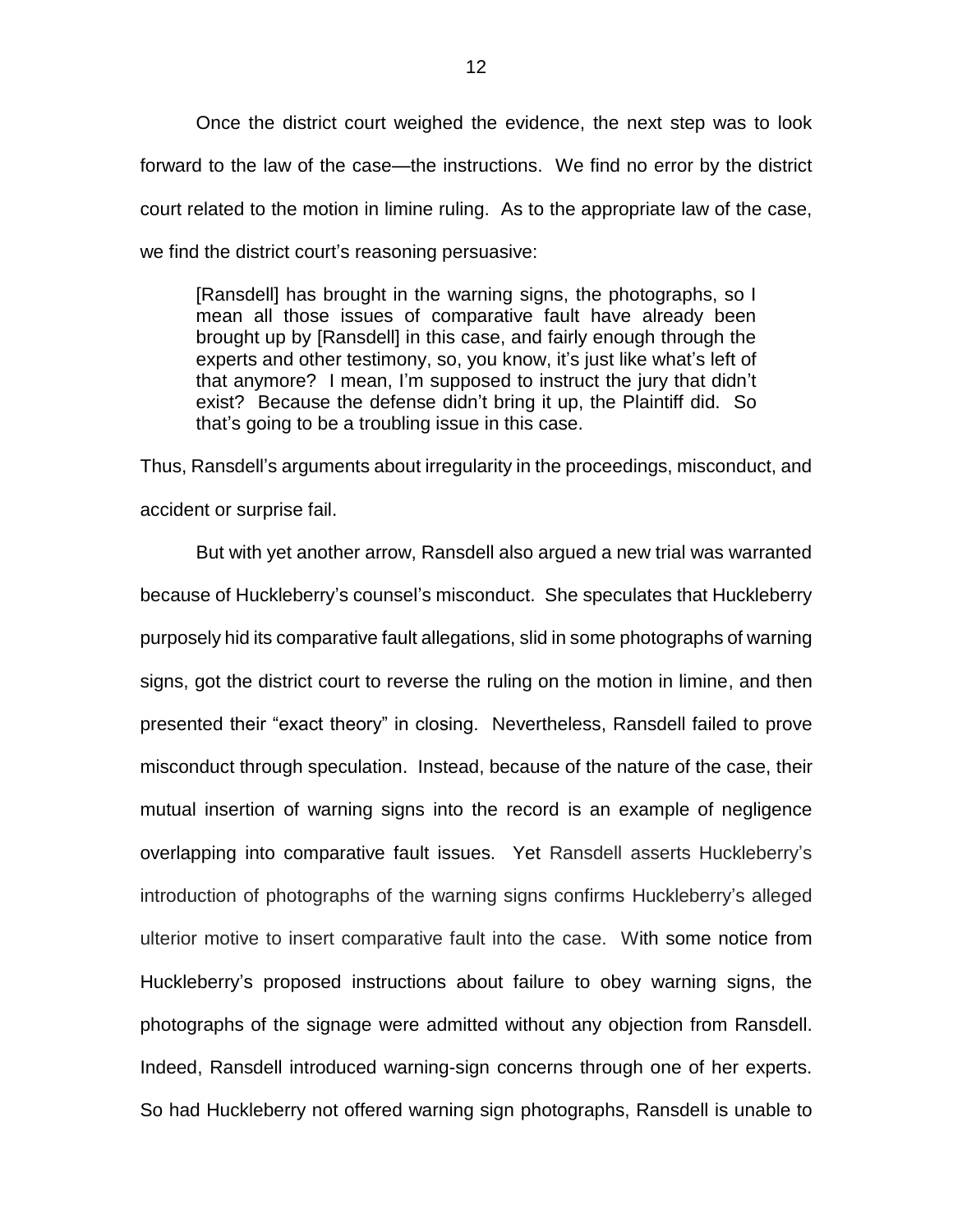Once the district court weighed the evidence, the next step was to look forward to the law of the case—the instructions. We find no error by the district court related to the motion in limine ruling. As to the appropriate law of the case, we find the district court's reasoning persuasive:

> [Ransdell] has brought in the warning signs, the photographs, so I mean all those issues of comparative fault have already been brought up by [Ransdell] in this case, and fairly enough through the experts and other testimony, so, you know, it's just like what's left of that anymore? I mean, I'm supposed to instruct the jury that didn't exist? Because the defense didn't bring it up, the Plaintiff did. So that's going to be a troubling issue in this case.

Thus, Ransdell's arguments about irregularity in the proceedings, misconduct, and accident or surprise fail.

But with yet another arrow, Ransdell also argued a new trial was warranted because of Huckleberry's counsel's misconduct. She speculates that Huckleberry purposely hid its comparative fault allegations, slid in some photographs of warning signs, got the district court to reverse the ruling on the motion in limine, and then presented their "exact theory" in closing. Nevertheless, Ransdell failed to prove misconduct through speculation. Instead, because of the nature of the case, their mutual insertion of warning signs into the record is an example of negligence overlapping into comparative fault issues. Yet Ransdell asserts Huckleberry's introduction of photographs of the warning signs confirms Huckleberry's alleged ulterior motive to insert comparative fault into the case. With some notice from Huckleberry's proposed instructions about failure to obey warning signs, the photographs of the signage were admitted without any objection from Ransdell. Indeed, Ransdell introduced warning-sign concerns through one of her experts. So had Huckleberry not offered warning sign photographs, Ransdell is unable to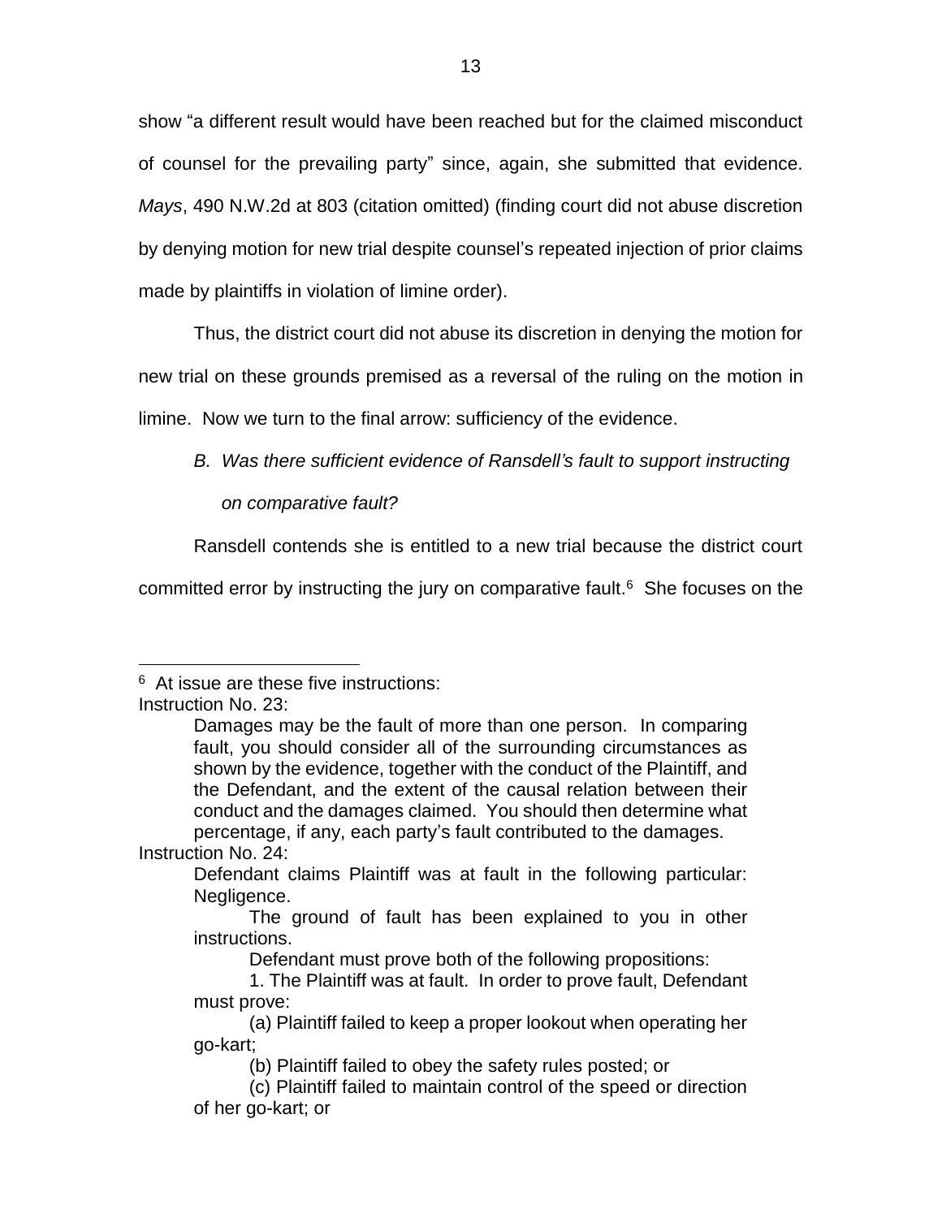show "a different result would have been reached but for the claimed misconduct of counsel for the prevailing party" since, again, she submitted that evidence. *Mays*, 490 N.W.2d at 803 (citation omitted) (finding court did not abuse discretion by denying motion for new trial despite counsel's repeated injection of prior claims made by plaintiffs in violation of limine order).

Thus, the district court did not abuse its discretion in denying the motion for new trial on these grounds premised as a reversal of the ruling on the motion in limine. Now we turn to the final arrow: sufficiency of the evidence.

*B. Was there sufficient evidence of Ransdell's fault to support instructing on comparative fault?*

Ransdell contends she is entitled to a new trial because the district court committed error by instructing the jury on comparative fault.[6] She focuses on the

---

[6] At issue are these five instructions:

Instruction No. 23:

> Damages may be the fault of more than one person. In comparing fault, you should consider all of the surrounding circumstances as shown by the evidence, together with the conduct of the Plaintiff, and the Defendant, and the extent of the causal relation between their conduct and the damages claimed. You should then determine what percentage, if any, each party's fault contributed to the damages.

Instruction No. 24:

> Defendant claims Plaintiff was at fault in the following particular: Negligence.
>
> The ground of fault has been explained to you in other instructions.
>
> Defendant must prove both of the following propositions:
>
> 1. The Plaintiff was at fault. In order to prove fault, Defendant must prove:
>
> (a) Plaintiff failed to keep a proper lookout when operating her go-kart;
>
> (b) Plaintiff failed to obey the safety rules posted; or
>
> (c) Plaintiff failed to maintain control of the speed or direction of her go-kart; or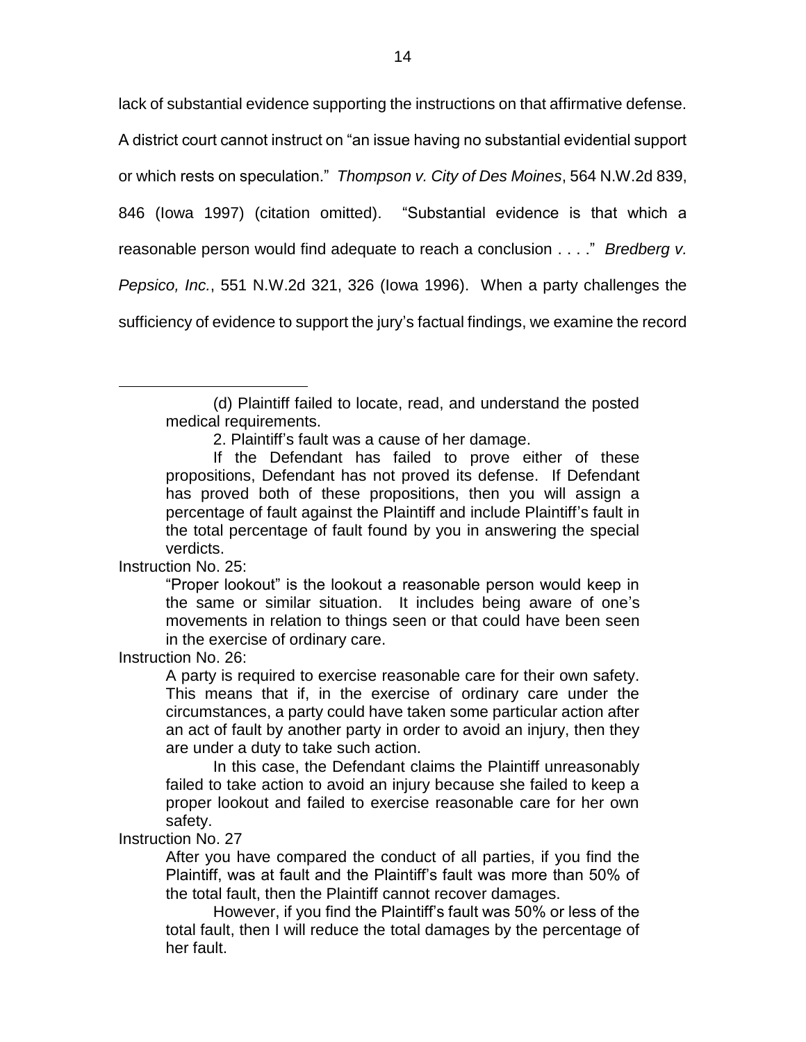lack of substantial evidence supporting the instructions on that affirmative defense. A district court cannot instruct on "an issue having no substantial evidential support or which rests on speculation." *Thompson v. City of Des Moines*, 564 N.W.2d 839, 846 (Iowa 1997) (citation omitted). "Substantial evidence is that which a reasonable person would find adequate to reach a conclusion . . . ." *Bredberg v. Pepsico, Inc.*, 551 N.W.2d 321, 326 (Iowa 1996). When a party challenges the sufficiency of evidence to support the jury's factual findings, we examine the record

---

> (d) Plaintiff failed to locate, read, and understand the posted medical requirements.
>
> 2. Plaintiff's fault was a cause of her damage.
>
> If the Defendant has failed to prove either of these propositions, Defendant has not proved its defense. If Defendant has proved both of these propositions, then you will assign a percentage of fault against the Plaintiff and include Plaintiff's fault in the total percentage of fault found by you in answering the special verdicts.

Instruction No. 25:

> "Proper lookout" is the lookout a reasonable person would keep in the same or similar situation. It includes being aware of one's movements in relation to things seen or that could have been seen in the exercise of ordinary care.

Instruction No. 26:

> A party is required to exercise reasonable care for their own safety. This means that if, in the exercise of ordinary care under the circumstances, a party could have taken some particular action after an act of fault by another party in order to avoid an injury, then they are under a duty to take such action.
>
> In this case, the Defendant claims the Plaintiff unreasonably failed to take action to avoid an injury because she failed to keep a proper lookout and failed to exercise reasonable care for her own safety.

Instruction No. 27

> After you have compared the conduct of all parties, if you find the Plaintiff, was at fault and the Plaintiff's fault was more than 50% of the total fault, then the Plaintiff cannot recover damages.
>
> However, if you find the Plaintiff's fault was 50% or less of the total fault, then I will reduce the total damages by the percentage of her fault.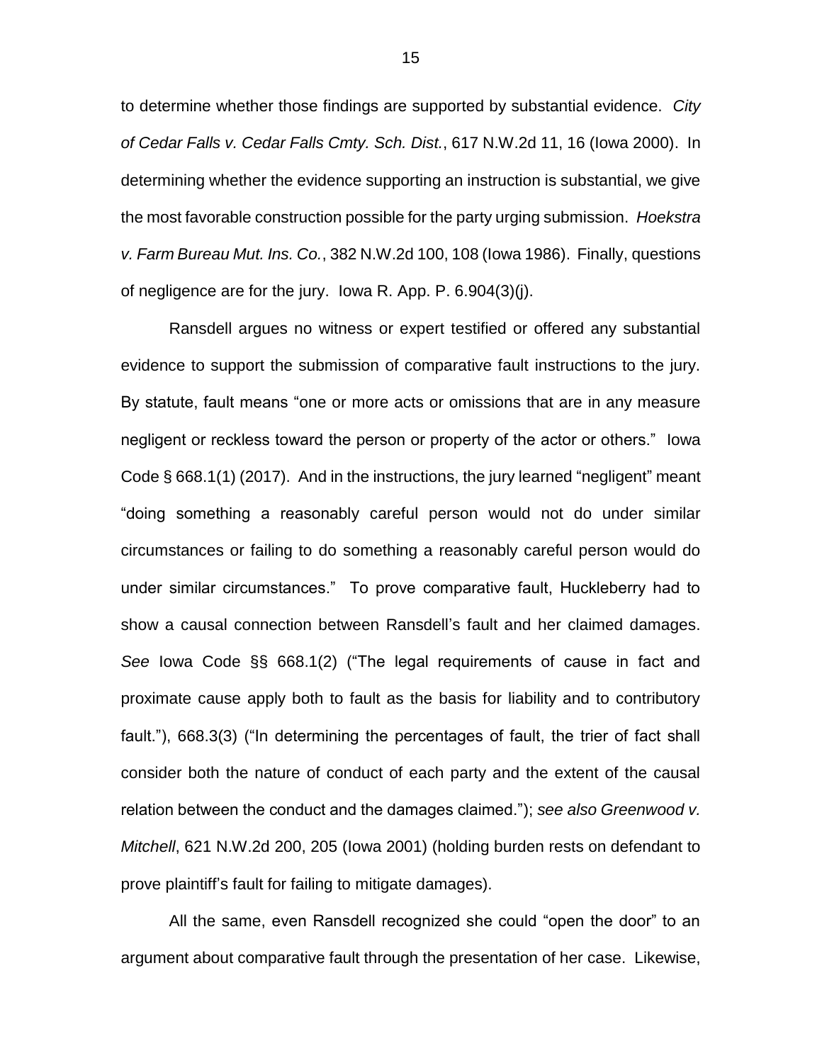to determine whether those findings are supported by substantial evidence. *City of Cedar Falls v. Cedar Falls Cmty. Sch. Dist.*, 617 N.W.2d 11, 16 (Iowa 2000). In determining whether the evidence supporting an instruction is substantial, we give the most favorable construction possible for the party urging submission. *Hoekstra v. Farm Bureau Mut. Ins. Co.*, 382 N.W.2d 100, 108 (Iowa 1986). Finally, questions of negligence are for the jury. Iowa R. App. P. 6.904(3)(j).

Ransdell argues no witness or expert testified or offered any substantial evidence to support the submission of comparative fault instructions to the jury. By statute, fault means "one or more acts or omissions that are in any measure negligent or reckless toward the person or property of the actor or others." Iowa Code § 668.1(1) (2017). And in the instructions, the jury learned "negligent" meant "doing something a reasonably careful person would not do under similar circumstances or failing to do something a reasonably careful person would do under similar circumstances." To prove comparative fault, Huckleberry had to show a causal connection between Ransdell's fault and her claimed damages. *See* Iowa Code §§ 668.1(2) ("The legal requirements of cause in fact and proximate cause apply both to fault as the basis for liability and to contributory fault."), 668.3(3) ("In determining the percentages of fault, the trier of fact shall consider both the nature of conduct of each party and the extent of the causal relation between the conduct and the damages claimed."); *see also Greenwood v. Mitchell*, 621 N.W.2d 200, 205 (Iowa 2001) (holding burden rests on defendant to prove plaintiff's fault for failing to mitigate damages).

All the same, even Ransdell recognized she could "open the door" to an argument about comparative fault through the presentation of her case. Likewise,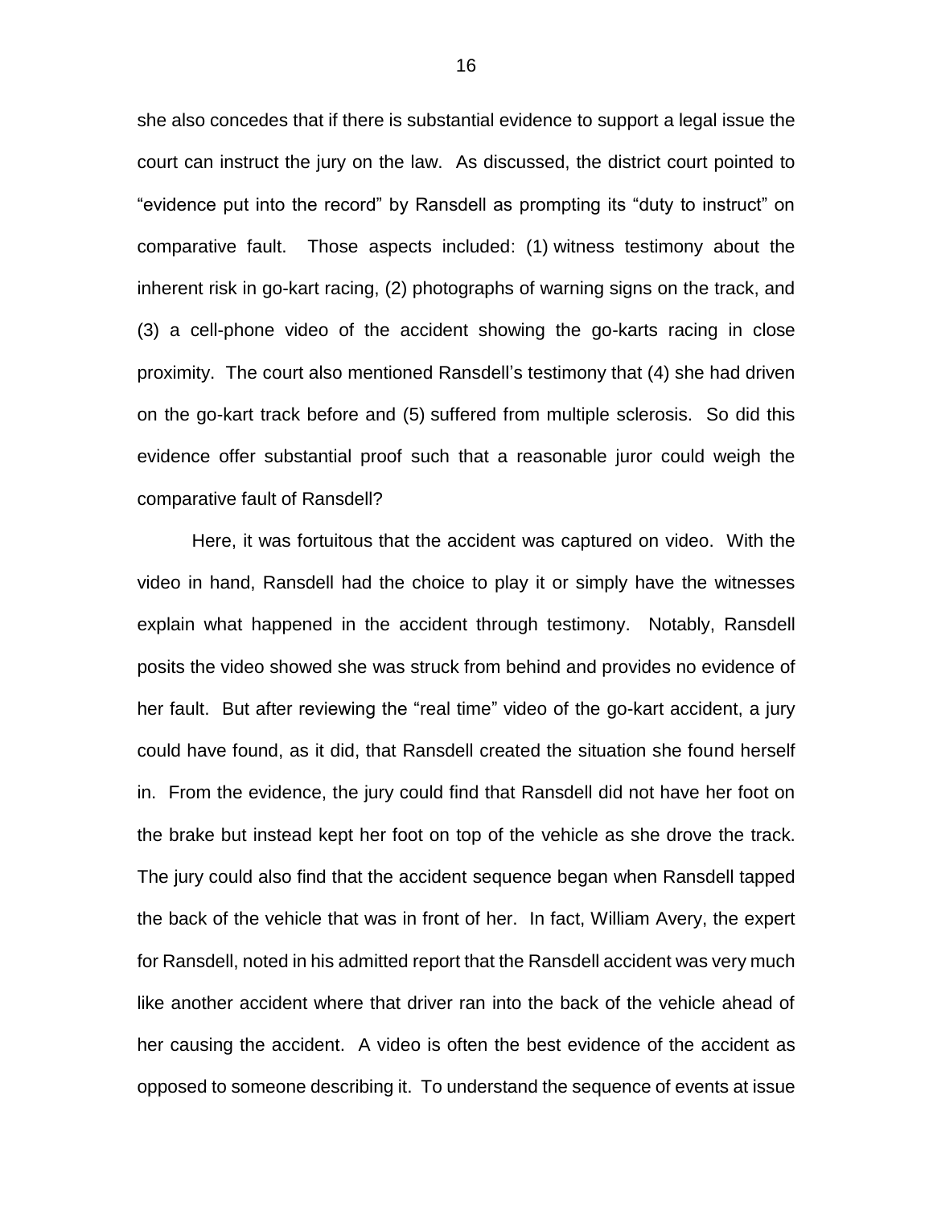she also concedes that if there is substantial evidence to support a legal issue the court can instruct the jury on the law. As discussed, the district court pointed to "evidence put into the record" by Ransdell as prompting its "duty to instruct" on comparative fault. Those aspects included: (1) witness testimony about the inherent risk in go-kart racing, (2) photographs of warning signs on the track, and (3) a cell-phone video of the accident showing the go-karts racing in close proximity. The court also mentioned Ransdell's testimony that (4) she had driven on the go-kart track before and (5) suffered from multiple sclerosis. So did this evidence offer substantial proof such that a reasonable juror could weigh the comparative fault of Ransdell?

Here, it was fortuitous that the accident was captured on video. With the video in hand, Ransdell had the choice to play it or simply have the witnesses explain what happened in the accident through testimony. Notably, Ransdell posits the video showed she was struck from behind and provides no evidence of her fault. But after reviewing the "real time" video of the go-kart accident, a jury could have found, as it did, that Ransdell created the situation she found herself in. From the evidence, the jury could find that Ransdell did not have her foot on the brake but instead kept her foot on top of the vehicle as she drove the track. The jury could also find that the accident sequence began when Ransdell tapped the back of the vehicle that was in front of her. In fact, William Avery, the expert for Ransdell, noted in his admitted report that the Ransdell accident was very much like another accident where that driver ran into the back of the vehicle ahead of her causing the accident. A video is often the best evidence of the accident as opposed to someone describing it. To understand the sequence of events at issue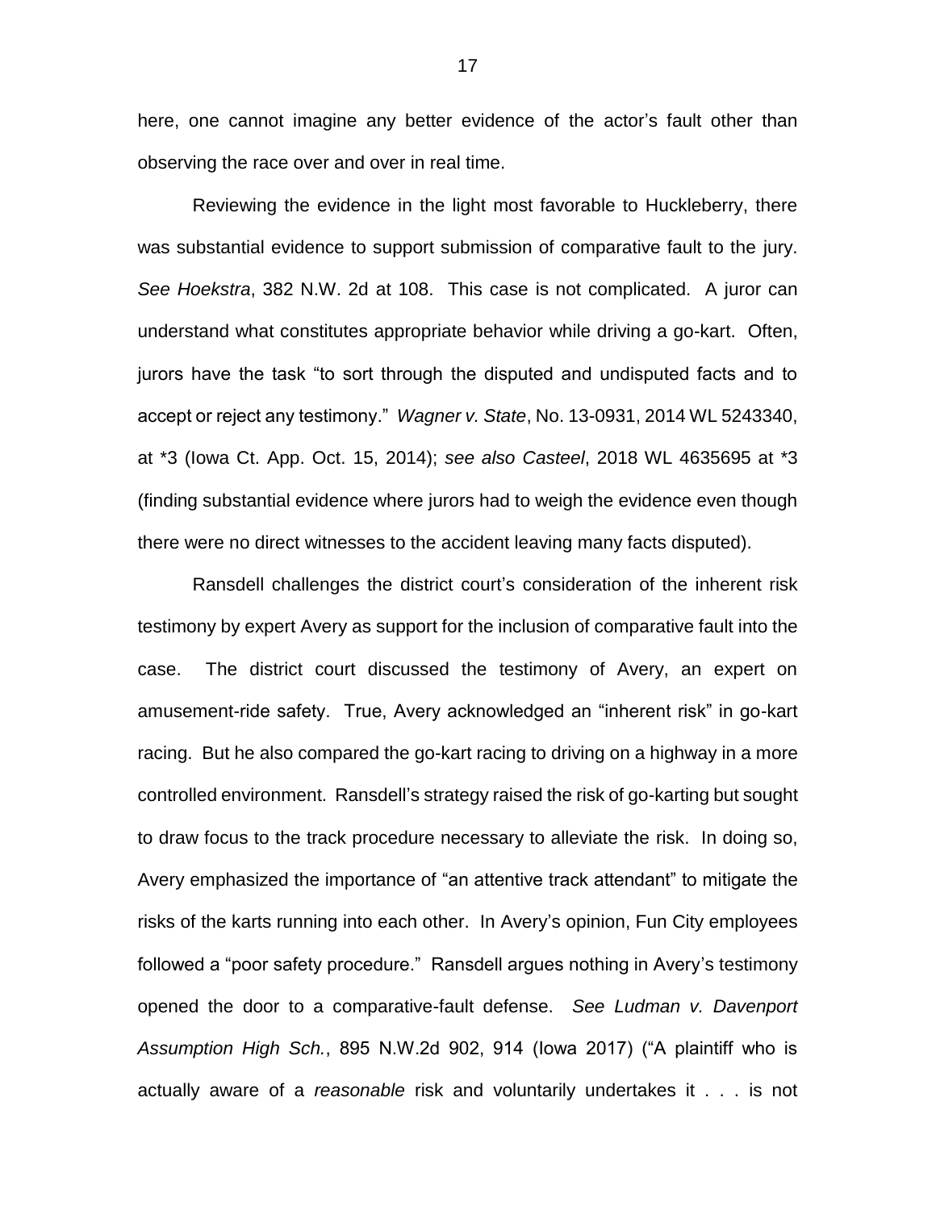here, one cannot imagine any better evidence of the actor's fault other than observing the race over and over in real time.

Reviewing the evidence in the light most favorable to Huckleberry, there was substantial evidence to support submission of comparative fault to the jury. *See Hoekstra*, 382 N.W. 2d at 108. This case is not complicated. A juror can understand what constitutes appropriate behavior while driving a go-kart. Often, jurors have the task "to sort through the disputed and undisputed facts and to accept or reject any testimony." *Wagner v. State*, No. 13-0931, 2014 WL 5243340, at *3 (Iowa Ct. App. Oct. 15, 2014); *see also Casteel*, 2018 WL 4635695 at *3 (finding substantial evidence where jurors had to weigh the evidence even though there were no direct witnesses to the accident leaving many facts disputed).

Ransdell challenges the district court's consideration of the inherent risk testimony by expert Avery as support for the inclusion of comparative fault into the case. The district court discussed the testimony of Avery, an expert on amusement-ride safety. True, Avery acknowledged an "inherent risk" in go-kart racing. But he also compared the go-kart racing to driving on a highway in a more controlled environment. Ransdell's strategy raised the risk of go-karting but sought to draw focus to the track procedure necessary to alleviate the risk. In doing so, Avery emphasized the importance of "an attentive track attendant" to mitigate the risks of the karts running into each other. In Avery's opinion, Fun City employees followed a "poor safety procedure." Ransdell argues nothing in Avery's testimony opened the door to a comparative-fault defense. *See Ludman v. Davenport Assumption High Sch.*, 895 N.W.2d 902, 914 (Iowa 2017) ("A plaintiff who is actually aware of a *reasonable* risk and voluntarily undertakes it . . . is not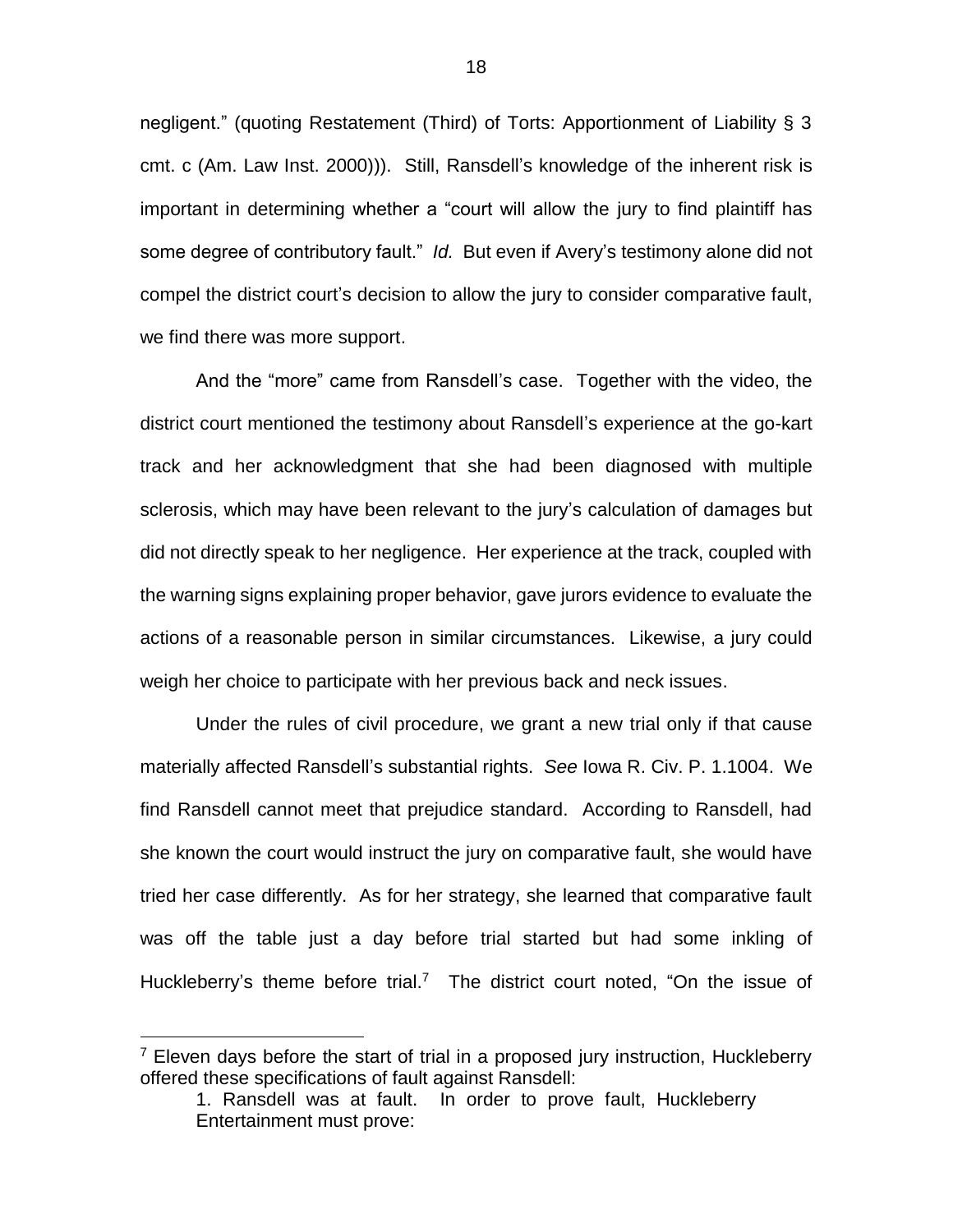negligent." (quoting Restatement (Third) of Torts: Apportionment of Liability § 3 cmt. c (Am. Law Inst. 2000))). Still, Ransdell's knowledge of the inherent risk is important in determining whether a "court will allow the jury to find plaintiff has some degree of contributory fault." *Id.* But even if Avery's testimony alone did not compel the district court's decision to allow the jury to consider comparative fault, we find there was more support.

And the "more" came from Ransdell's case. Together with the video, the district court mentioned the testimony about Ransdell's experience at the go-kart track and her acknowledgment that she had been diagnosed with multiple sclerosis, which may have been relevant to the jury's calculation of damages but did not directly speak to her negligence. Her experience at the track, coupled with the warning signs explaining proper behavior, gave jurors evidence to evaluate the actions of a reasonable person in similar circumstances. Likewise, a jury could weigh her choice to participate with her previous back and neck issues.

Under the rules of civil procedure, we grant a new trial only if that cause materially affected Ransdell's substantial rights. *See* Iowa R. Civ. P. 1.1004. We find Ransdell cannot meet that prejudice standard. According to Ransdell, had she known the court would instruct the jury on comparative fault, she would have tried her case differently. As for her strategy, she learned that comparative fault was off the table just a day before trial started but had some inkling of Huckleberry's theme before trial.[7] The district court noted, "On the issue of

---

[7] Eleven days before the start of trial in a proposed jury instruction, Huckleberry offered these specifications of fault against Ransdell:

> 1. Ransdell was at fault. In order to prove fault, Huckleberry Entertainment must prove: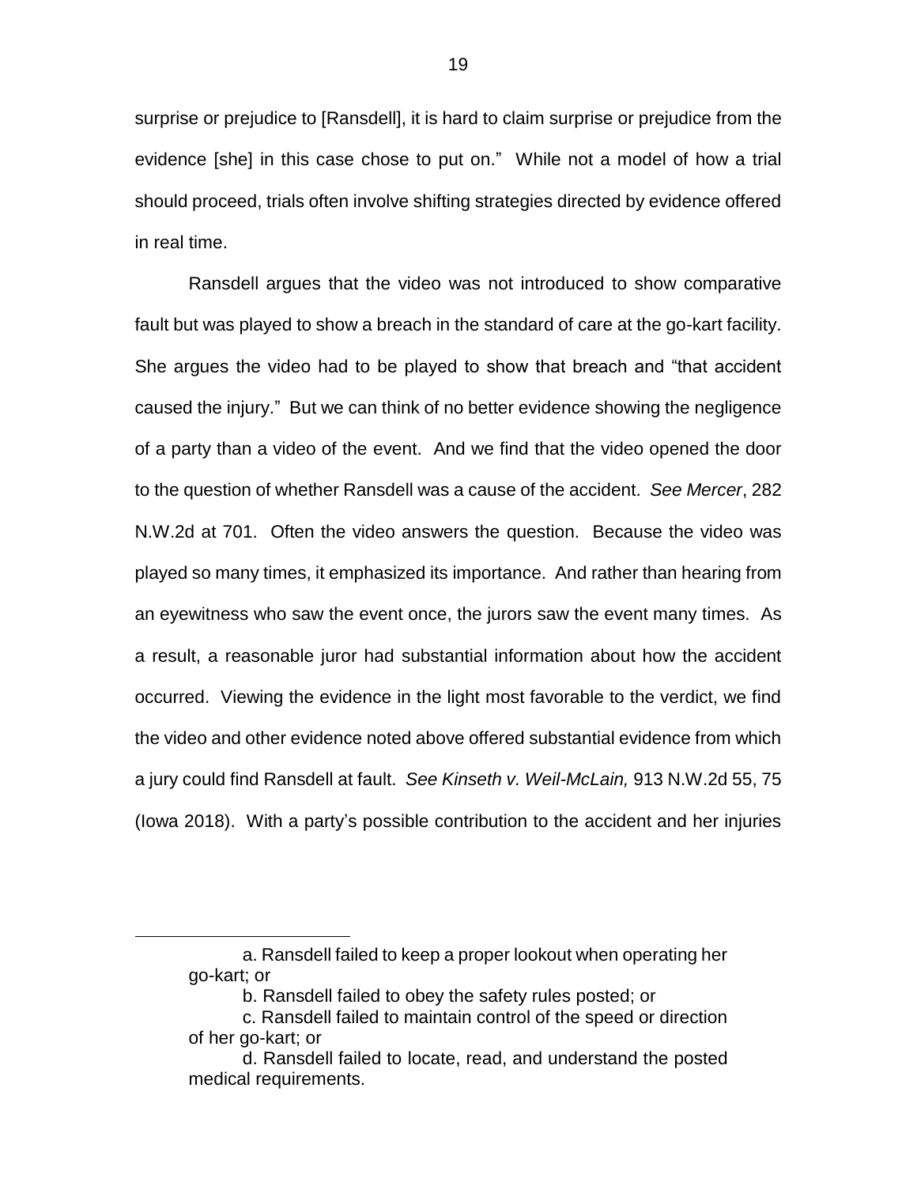surprise or prejudice to [Ransdell], it is hard to claim surprise or prejudice from the evidence [she] in this case chose to put on." While not a model of how a trial should proceed, trials often involve shifting strategies directed by evidence offered in real time.

Ransdell argues that the video was not introduced to show comparative fault but was played to show a breach in the standard of care at the go-kart facility. She argues the video had to be played to show that breach and "that accident caused the injury." But we can think of no better evidence showing the negligence of a party than a video of the event. And we find that the video opened the door to the question of whether Ransdell was a cause of the accident. *See Mercer*, 282 N.W.2d at 701. Often the video answers the question. Because the video was played so many times, it emphasized its importance. And rather than hearing from an eyewitness who saw the event once, the jurors saw the event many times. As a result, a reasonable juror had substantial information about how the accident occurred. Viewing the evidence in the light most favorable to the verdict, we find the video and other evidence noted above offered substantial evidence from which a jury could find Ransdell at fault. *See Kinseth v. Weil-McLain,* 913 N.W.2d 55, 75 (Iowa 2018). With a party's possible contribution to the accident and her injuries

---

a. Ransdell failed to keep a proper lookout when operating her go-kart; or

b. Ransdell failed to obey the safety rules posted; or

c. Ransdell failed to maintain control of the speed or direction of her go-kart; or

d. Ransdell failed to locate, read, and understand the posted medical requirements.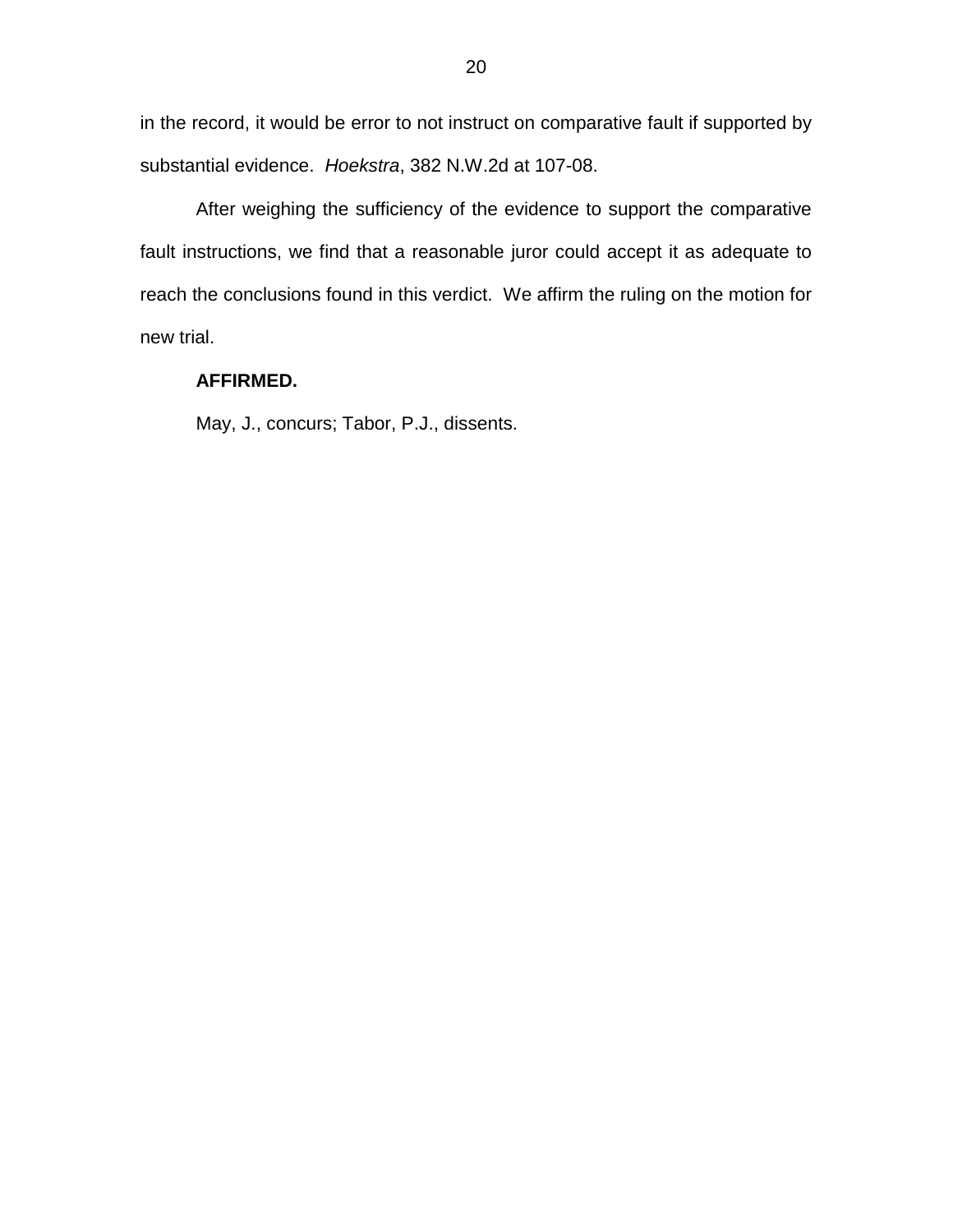in the record, it would be error to not instruct on comparative fault if supported by substantial evidence. *Hoekstra*, 382 N.W.2d at 107-08.

After weighing the sufficiency of the evidence to support the comparative fault instructions, we find that a reasonable juror could accept it as adequate to reach the conclusions found in this verdict. We affirm the ruling on the motion for new trial.

**AFFIRMED.**

May, J., concurs; Tabor, P.J., dissents.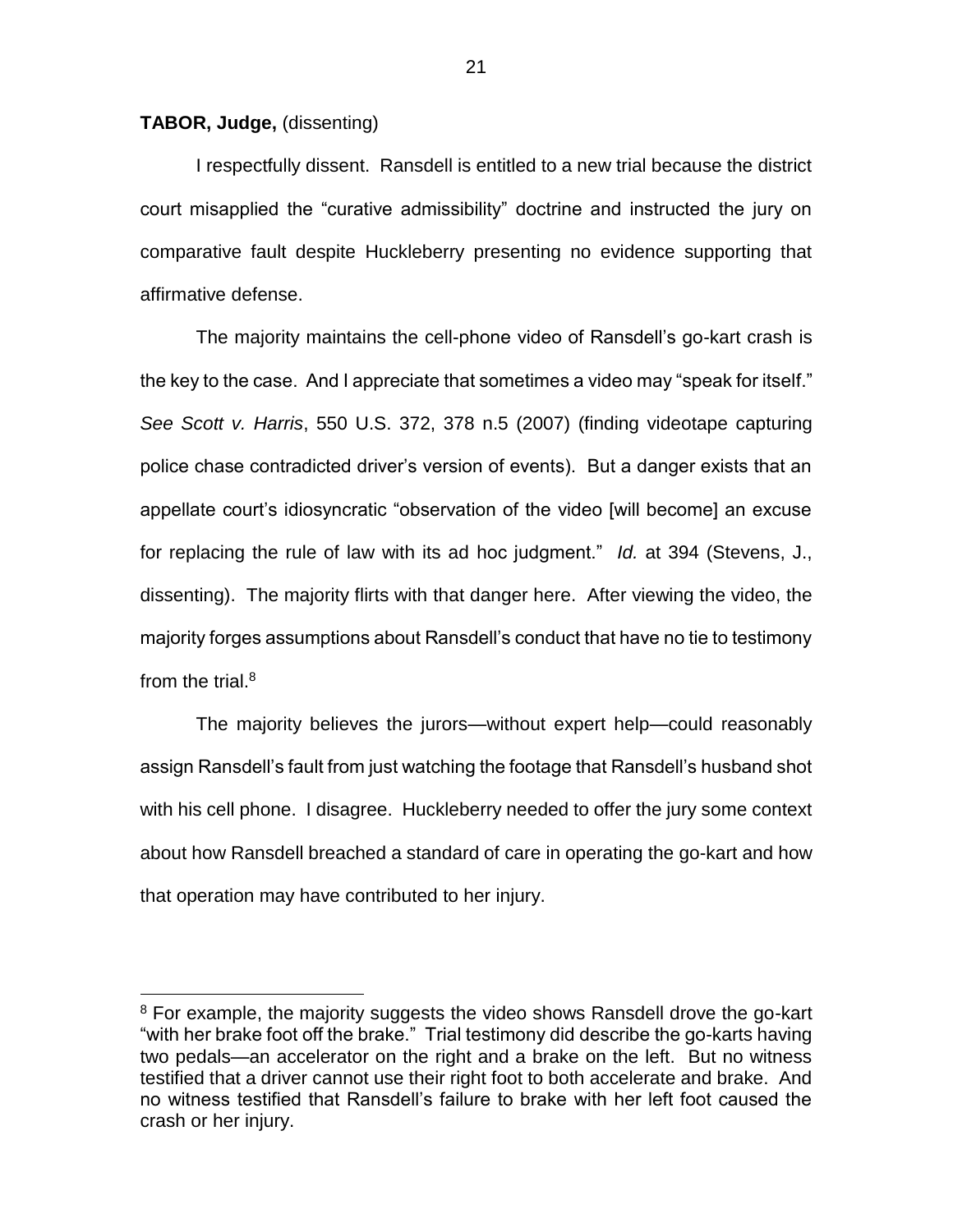**TABOR, Judge,** (dissenting)

I respectfully dissent. Ransdell is entitled to a new trial because the district court misapplied the "curative admissibility" doctrine and instructed the jury on comparative fault despite Huckleberry presenting no evidence supporting that affirmative defense.

The majority maintains the cell-phone video of Ransdell's go-kart crash is the key to the case. And I appreciate that sometimes a video may "speak for itself." *See Scott v. Harris*, 550 U.S. 372, 378 n.5 (2007) (finding videotape capturing police chase contradicted driver's version of events). But a danger exists that an appellate court's idiosyncratic "observation of the video [will become] an excuse for replacing the rule of law with its ad hoc judgment." *Id.* at 394 (Stevens, J., dissenting). The majority flirts with that danger here. After viewing the video, the majority forges assumptions about Ransdell's conduct that have no tie to testimony from the trial.[8]

The majority believes the jurors—without expert help—could reasonably assign Ransdell's fault from just watching the footage that Ransdell's husband shot with his cell phone. I disagree. Huckleberry needed to offer the jury some context about how Ransdell breached a standard of care in operating the go-kart and how that operation may have contributed to her injury.

---

[8] For example, the majority suggests the video shows Ransdell drove the go-kart "with her brake foot off the brake." Trial testimony did describe the go-karts having two pedals—an accelerator on the right and a brake on the left. But no witness testified that a driver cannot use their right foot to both accelerate and brake. And no witness testified that Ransdell's failure to brake with her left foot caused the crash or her injury.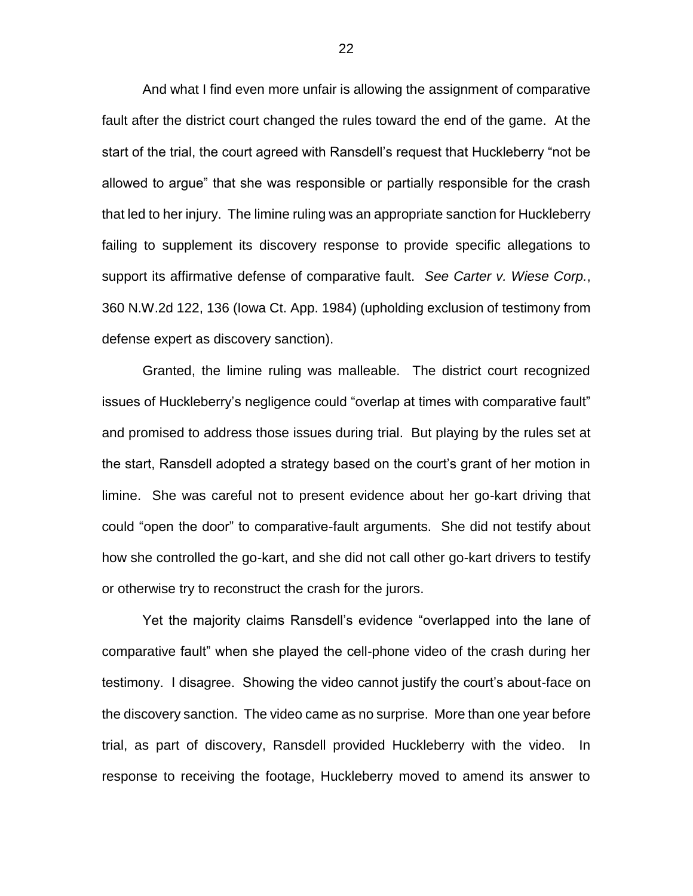And what I find even more unfair is allowing the assignment of comparative fault after the district court changed the rules toward the end of the game. At the start of the trial, the court agreed with Ransdell's request that Huckleberry "not be allowed to argue" that she was responsible or partially responsible for the crash that led to her injury. The limine ruling was an appropriate sanction for Huckleberry failing to supplement its discovery response to provide specific allegations to support its affirmative defense of comparative fault. *See Carter v. Wiese Corp.*, 360 N.W.2d 122, 136 (Iowa Ct. App. 1984) (upholding exclusion of testimony from defense expert as discovery sanction).

Granted, the limine ruling was malleable. The district court recognized issues of Huckleberry's negligence could "overlap at times with comparative fault" and promised to address those issues during trial. But playing by the rules set at the start, Ransdell adopted a strategy based on the court's grant of her motion in limine. She was careful not to present evidence about her go-kart driving that could "open the door" to comparative-fault arguments. She did not testify about how she controlled the go-kart, and she did not call other go-kart drivers to testify or otherwise try to reconstruct the crash for the jurors.

Yet the majority claims Ransdell's evidence "overlapped into the lane of comparative fault" when she played the cell-phone video of the crash during her testimony. I disagree. Showing the video cannot justify the court's about-face on the discovery sanction. The video came as no surprise. More than one year before trial, as part of discovery, Ransdell provided Huckleberry with the video. In response to receiving the footage, Huckleberry moved to amend its answer to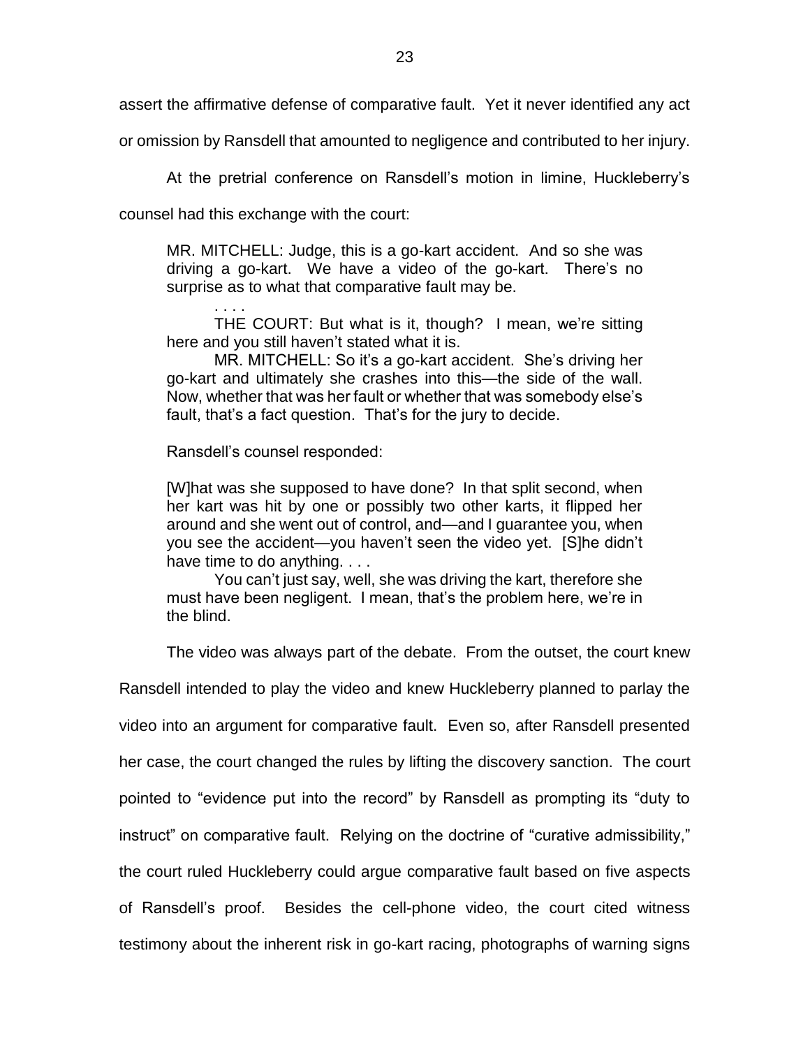assert the affirmative defense of comparative fault. Yet it never identified any act or omission by Ransdell that amounted to negligence and contributed to her injury.

At the pretrial conference on Ransdell's motion in limine, Huckleberry's counsel had this exchange with the court:

> MR. MITCHELL: Judge, this is a go-kart accident. And so she was driving a go-kart. We have a video of the go-kart. There's no surprise as to what that comparative fault may be.
>
> . . . .
>
> THE COURT: But what is it, though? I mean, we're sitting here and you still haven't stated what it is.
>
> MR. MITCHELL: So it's a go-kart accident. She's driving her go-kart and ultimately she crashes into this—the side of the wall. Now, whether that was her fault or whether that was somebody else's fault, that's a fact question. That's for the jury to decide.

Ransdell's counsel responded:

> [W]hat was she supposed to have done? In that split second, when her kart was hit by one or possibly two other karts, it flipped her around and she went out of control, and—and I guarantee you, when you see the accident—you haven't seen the video yet. [S]he didn't have time to do anything. . . .
>
> You can't just say, well, she was driving the kart, therefore she must have been negligent. I mean, that's the problem here, we're in the blind.

The video was always part of the debate. From the outset, the court knew Ransdell intended to play the video and knew Huckleberry planned to parlay the video into an argument for comparative fault. Even so, after Ransdell presented her case, the court changed the rules by lifting the discovery sanction. The court pointed to "evidence put into the record" by Ransdell as prompting its "duty to instruct" on comparative fault. Relying on the doctrine of "curative admissibility," the court ruled Huckleberry could argue comparative fault based on five aspects of Ransdell's proof. Besides the cell-phone video, the court cited witness testimony about the inherent risk in go-kart racing, photographs of warning signs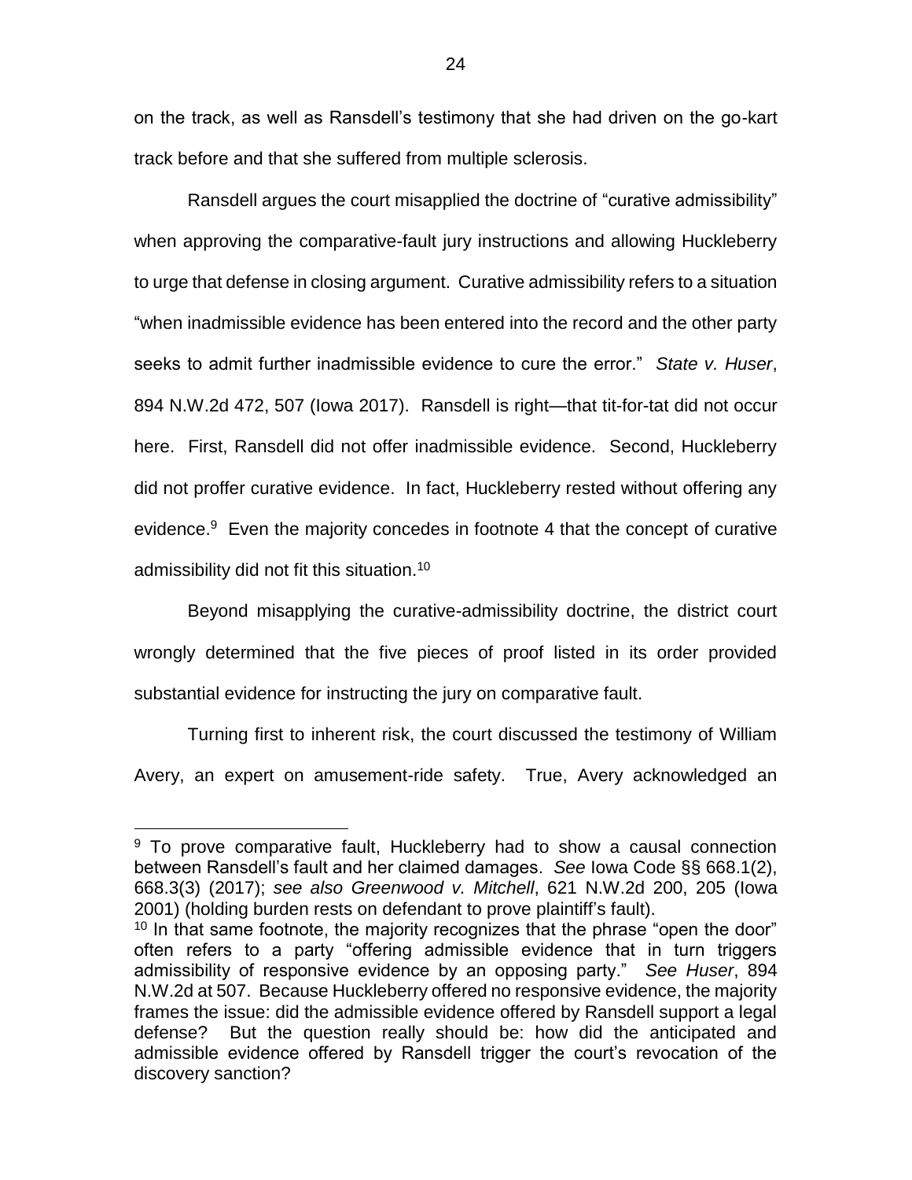on the track, as well as Ransdell's testimony that she had driven on the go-kart track before and that she suffered from multiple sclerosis.

Ransdell argues the court misapplied the doctrine of "curative admissibility" when approving the comparative-fault jury instructions and allowing Huckleberry to urge that defense in closing argument. Curative admissibility refers to a situation "when inadmissible evidence has been entered into the record and the other party seeks to admit further inadmissible evidence to cure the error." *State v. Huser*, 894 N.W.2d 472, 507 (Iowa 2017). Ransdell is right—that tit-for-tat did not occur here. First, Ransdell did not offer inadmissible evidence. Second, Huckleberry did not proffer curative evidence. In fact, Huckleberry rested without offering any evidence.[9] Even the majority concedes in footnote 4 that the concept of curative admissibility did not fit this situation.[10]

Beyond misapplying the curative-admissibility doctrine, the district court wrongly determined that the five pieces of proof listed in its order provided substantial evidence for instructing the jury on comparative fault.

Turning first to inherent risk, the court discussed the testimony of William Avery, an expert on amusement-ride safety. True, Avery acknowledged an

---

[9] To prove comparative fault, Huckleberry had to show a causal connection between Ransdell's fault and her claimed damages. *See* Iowa Code §§ 668.1(2), 668.3(3) (2017); *see also Greenwood v. Mitchell*, 621 N.W.2d 200, 205 (Iowa 2001) (holding burden rests on defendant to prove plaintiff's fault).

[10] In that same footnote, the majority recognizes that the phrase "open the door" often refers to a party "offering admissible evidence that in turn triggers admissibility of responsive evidence by an opposing party." *See Huser*, 894 N.W.2d at 507. Because Huckleberry offered no responsive evidence, the majority frames the issue: did the admissible evidence offered by Ransdell support a legal defense? But the question really should be: how did the anticipated and admissible evidence offered by Ransdell trigger the court's revocation of the discovery sanction?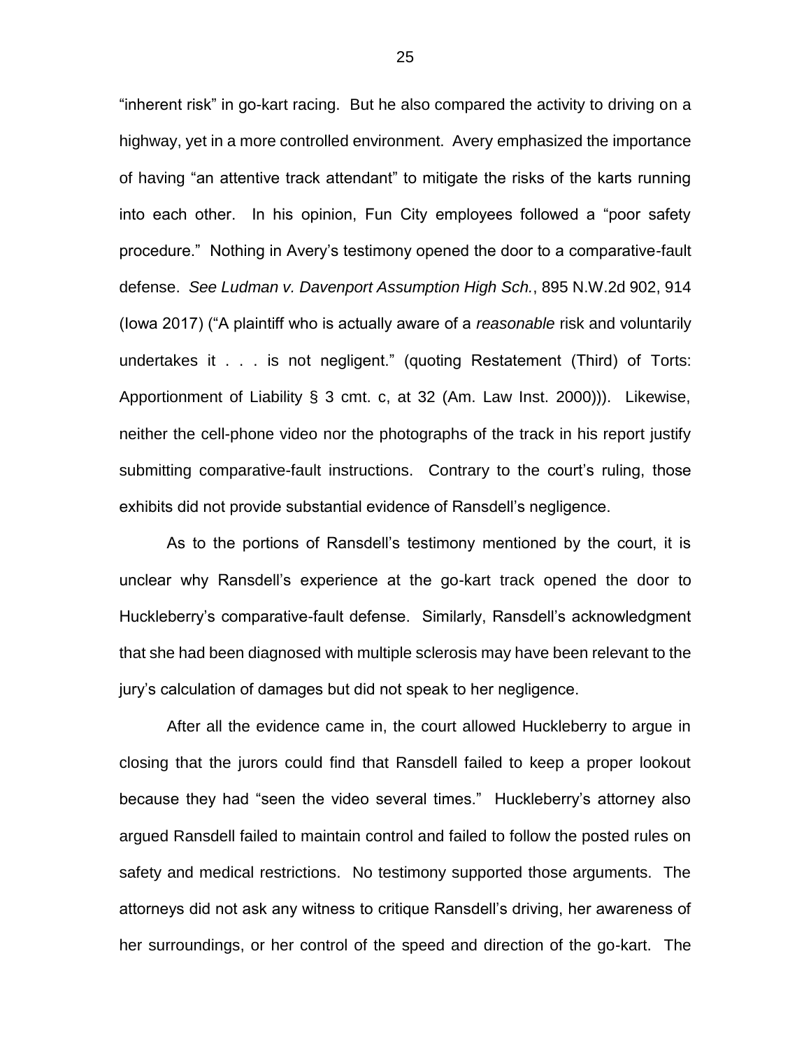"inherent risk" in go-kart racing. But he also compared the activity to driving on a highway, yet in a more controlled environment. Avery emphasized the importance of having "an attentive track attendant" to mitigate the risks of the karts running into each other. In his opinion, Fun City employees followed a "poor safety procedure." Nothing in Avery's testimony opened the door to a comparative-fault defense. *See Ludman v. Davenport Assumption High Sch.*, 895 N.W.2d 902, 914 (Iowa 2017) ("A plaintiff who is actually aware of a *reasonable* risk and voluntarily undertakes it . . . is not negligent." (quoting Restatement (Third) of Torts: Apportionment of Liability § 3 cmt. c, at 32 (Am. Law Inst. 2000))). Likewise, neither the cell-phone video nor the photographs of the track in his report justify submitting comparative-fault instructions. Contrary to the court's ruling, those exhibits did not provide substantial evidence of Ransdell's negligence.

As to the portions of Ransdell's testimony mentioned by the court, it is unclear why Ransdell's experience at the go-kart track opened the door to Huckleberry's comparative-fault defense. Similarly, Ransdell's acknowledgment that she had been diagnosed with multiple sclerosis may have been relevant to the jury's calculation of damages but did not speak to her negligence.

After all the evidence came in, the court allowed Huckleberry to argue in closing that the jurors could find that Ransdell failed to keep a proper lookout because they had "seen the video several times." Huckleberry's attorney also argued Ransdell failed to maintain control and failed to follow the posted rules on safety and medical restrictions. No testimony supported those arguments. The attorneys did not ask any witness to critique Ransdell's driving, her awareness of her surroundings, or her control of the speed and direction of the go-kart. The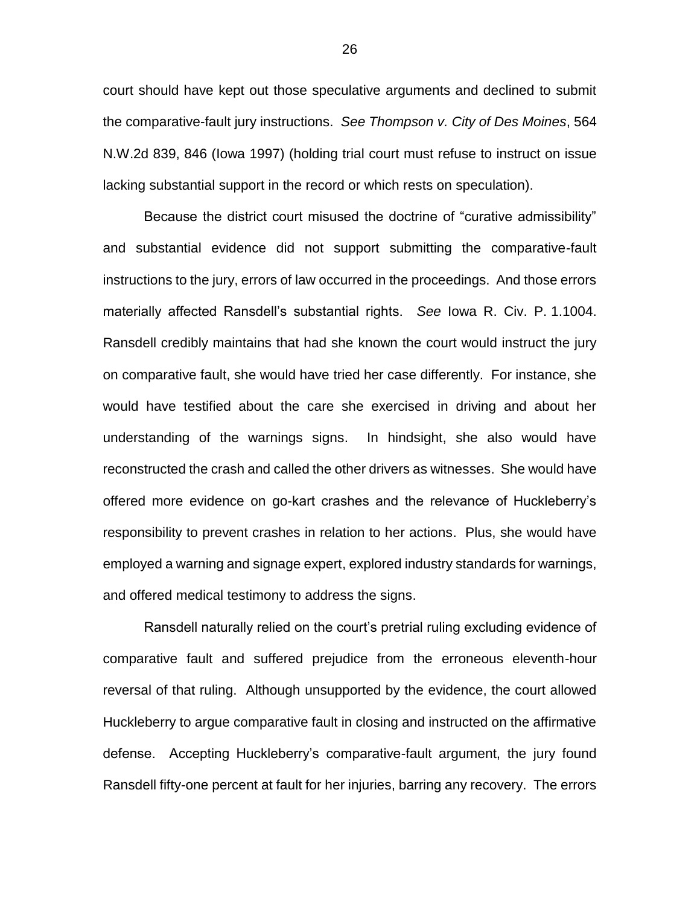court should have kept out those speculative arguments and declined to submit the comparative-fault jury instructions. *See Thompson v. City of Des Moines*, 564 N.W.2d 839, 846 (Iowa 1997) (holding trial court must refuse to instruct on issue lacking substantial support in the record or which rests on speculation).

Because the district court misused the doctrine of "curative admissibility" and substantial evidence did not support submitting the comparative-fault instructions to the jury, errors of law occurred in the proceedings. And those errors materially affected Ransdell's substantial rights. *See* Iowa R. Civ. P. 1.1004. Ransdell credibly maintains that had she known the court would instruct the jury on comparative fault, she would have tried her case differently. For instance, she would have testified about the care she exercised in driving and about her understanding of the warnings signs. In hindsight, she also would have reconstructed the crash and called the other drivers as witnesses. She would have offered more evidence on go-kart crashes and the relevance of Huckleberry's responsibility to prevent crashes in relation to her actions. Plus, she would have employed a warning and signage expert, explored industry standards for warnings, and offered medical testimony to address the signs.

Ransdell naturally relied on the court's pretrial ruling excluding evidence of comparative fault and suffered prejudice from the erroneous eleventh-hour reversal of that ruling. Although unsupported by the evidence, the court allowed Huckleberry to argue comparative fault in closing and instructed on the affirmative defense. Accepting Huckleberry's comparative-fault argument, the jury found Ransdell fifty-one percent at fault for her injuries, barring any recovery. The errors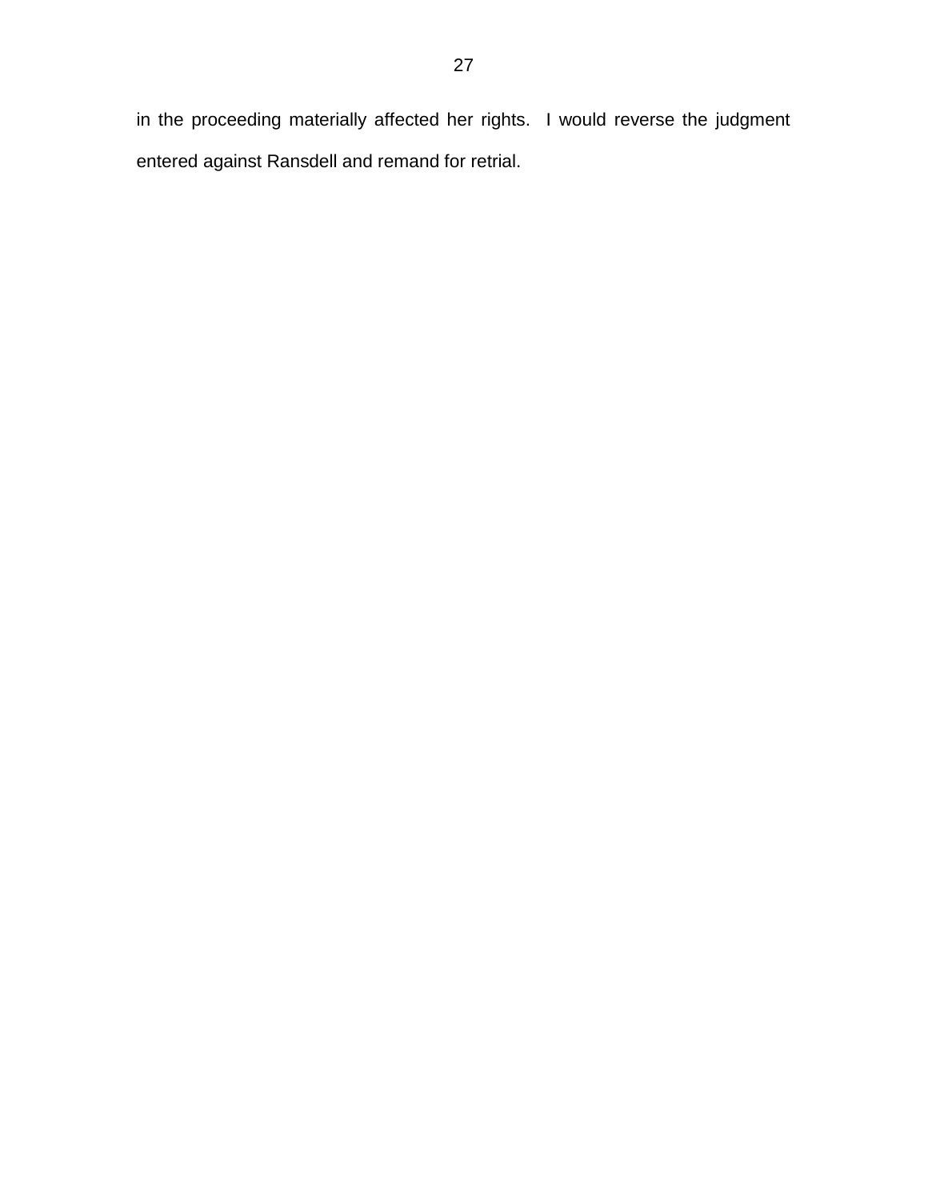in the proceeding materially affected her rights. I would reverse the judgment entered against Ransdell and remand for retrial.